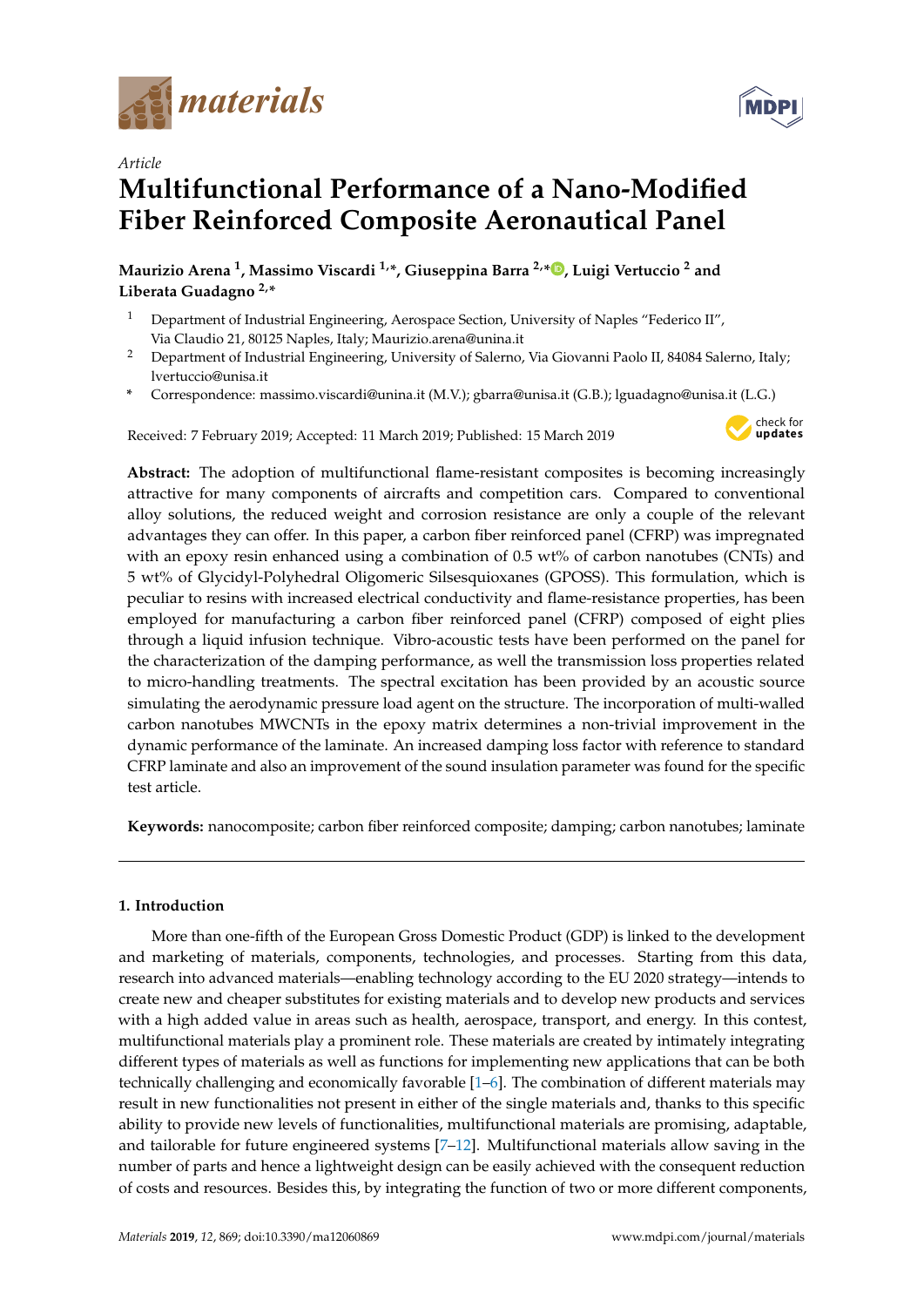*Article*

# Multifunctional Performance of a Nano-Modified Fiber Reinforced Composite Aeronautical Panel

**Maurizio Arena [1], Massimo Viscardi [1,*], Giuseppina Barra [2,*], Luigi Vertuccio [2] and Liberata Guadagno [2,*]**

1. Department of Industrial Engineering, Aerospace Section, University of Naples "Federico II", Via Claudio 21, 80125 Naples, Italy; Maurizio.arena@unina.it
2. Department of Industrial Engineering, University of Salerno, Via Giovanni Paolo II, 84084 Salerno, Italy; lvertuccio@unisa.it

\* Correspondence: massimo.viscardi@unina.it (M.V.); gbarra@unisa.it (G.B.); lguadagno@unisa.it (L.G.)

Received: 7 February 2019; Accepted: 11 March 2019; Published: 15 March 2019

**Abstract:** The adoption of multifunctional flame-resistant composites is becoming increasingly attractive for many components of aircrafts and competition cars. Compared to conventional alloy solutions, the reduced weight and corrosion resistance are only a couple of the relevant advantages they can offer. In this paper, a carbon fiber reinforced panel (CFRP) was impregnated with an epoxy resin enhanced using a combination of 0.5 wt% of carbon nanotubes (CNTs) and 5 wt% of Glycidyl-Polyhedral Oligomeric Silsesquioxanes (GPOSS). This formulation, which is peculiar to resins with increased electrical conductivity and flame-resistance properties, has been employed for manufacturing a carbon fiber reinforced panel (CFRP) composed of eight plies through a liquid infusion technique. Vibro-acoustic tests have been performed on the panel for the characterization of the damping performance, as well the transmission loss properties related to micro-handling treatments. The spectral excitation has been provided by an acoustic source simulating the aerodynamic pressure load agent on the structure. The incorporation of multi-walled carbon nanotubes MWCNTs in the epoxy matrix determines a non-trivial improvement in the dynamic performance of the laminate. An increased damping loss factor with reference to standard CFRP laminate and also an improvement of the sound insulation parameter was found for the specific test article.

**Keywords:** nanocomposite; carbon fiber reinforced composite; damping; carbon nanotubes; laminate

## 1. Introduction

More than one-fifth of the European Gross Domestic Product (GDP) is linked to the development and marketing of materials, components, technologies, and processes. Starting from this data, research into advanced materials—enabling technology according to the EU 2020 strategy—intends to create new and cheaper substitutes for existing materials and to develop new products and services with a high added value in areas such as health, aerospace, transport, and energy. In this contest, multifunctional materials play a prominent role. These materials are created by intimately integrating different types of materials as well as functions for implementing new applications that can be both technically challenging and economically favorable [1–6]. The combination of different materials may result in new functionalities not present in either of the single materials and, thanks to this specific ability to provide new levels of functionalities, multifunctional materials are promising, adaptable, and tailorable for future engineered systems [7–12]. Multifunctional materials allow saving in the number of parts and hence a lightweight design can be easily achieved with the consequent reduction of costs and resources. Besides this, by integrating the function of two or more different components,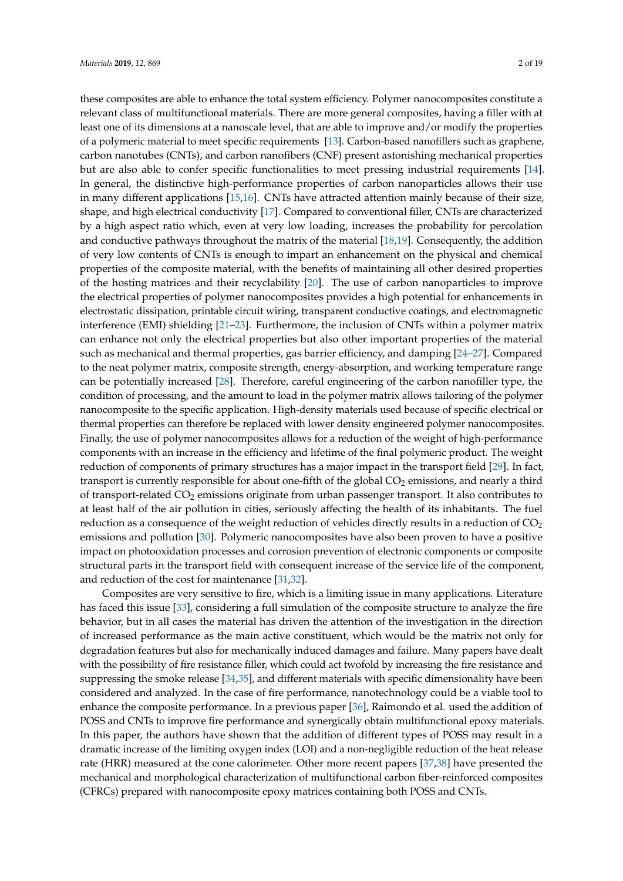these composites are able to enhance the total system efficiency. Polymer nanocomposites constitute a relevant class of multifunctional materials. There are more general composites, having a filler with at least one of its dimensions at a nanoscale level, that are able to improve and/or modify the properties of a polymeric material to meet specific requirements [13]. Carbon-based nanofillers such as graphene, carbon nanotubes (CNTs), and carbon nanofibers (CNF) present astonishing mechanical properties but are also able to confer specific functionalities to meet pressing industrial requirements [14]. In general, the distinctive high-performance properties of carbon nanoparticles allows their use in many different applications [15,16]. CNTs have attracted attention mainly because of their size, shape, and high electrical conductivity [17]. Compared to conventional filler, CNTs are characterized by a high aspect ratio which, even at very low loading, increases the probability for percolation and conductive pathways throughout the matrix of the material [18,19]. Consequently, the addition of very low contents of CNTs is enough to impart an enhancement on the physical and chemical properties of the composite material, with the benefits of maintaining all other desired properties of the hosting matrices and their recyclability [20]. The use of carbon nanoparticles to improve the electrical properties of polymer nanocomposites provides a high potential for enhancements in electrostatic dissipation, printable circuit wiring, transparent conductive coatings, and electromagnetic interference (EMI) shielding [21–23]. Furthermore, the inclusion of CNTs within a polymer matrix can enhance not only the electrical properties but also other important properties of the material such as mechanical and thermal properties, gas barrier efficiency, and damping [24–27]. Compared to the neat polymer matrix, composite strength, energy-absorption, and working temperature range can be potentially increased [28]. Therefore, careful engineering of the carbon nanofiller type, the condition of processing, and the amount to load in the polymer matrix allows tailoring of the polymer nanocomposite to the specific application. High-density materials used because of specific electrical or thermal properties can therefore be replaced with lower density engineered polymer nanocomposites. Finally, the use of polymer nanocomposites allows for a reduction of the weight of high-performance components with an increase in the efficiency and lifetime of the final polymeric product. The weight reduction of components of primary structures has a major impact in the transport field [29]. In fact, transport is currently responsible for about one-fifth of the global $CO_2$ emissions, and nearly a third of transport-related $CO_2$ emissions originate from urban passenger transport. It also contributes to at least half of the air pollution in cities, seriously affecting the health of its inhabitants. The fuel reduction as a consequence of the weight reduction of vehicles directly results in a reduction of $CO_2$ emissions and pollution [30]. Polymeric nanocomposites have also been proven to have a positive impact on photooxidation processes and corrosion prevention of electronic components or composite structural parts in the transport field with consequent increase of the service life of the component, and reduction of the cost for maintenance [31,32].

Composites are very sensitive to fire, which is a limiting issue in many applications. Literature has faced this issue [33], considering a full simulation of the composite structure to analyze the fire behavior, but in all cases the material has driven the attention of the investigation in the direction of increased performance as the main active constituent, which would be the matrix not only for degradation features but also for mechanically induced damages and failure. Many papers have dealt with the possibility of fire resistance filler, which could act twofold by increasing the fire resistance and suppressing the smoke release [34,35], and different materials with specific dimensionality have been considered and analyzed. In the case of fire performance, nanotechnology could be a viable tool to enhance the composite performance. In a previous paper [36], Raimondo et al. used the addition of POSS and CNTs to improve fire performance and synergically obtain multifunctional epoxy materials. In this paper, the authors have shown that the addition of different types of POSS may result in a dramatic increase of the limiting oxygen index (LOI) and a non-negligible reduction of the heat release rate (HRR) measured at the cone calorimeter. Other more recent papers [37,38] have presented the mechanical and morphological characterization of multifunctional carbon fiber-reinforced composites (CFRCs) prepared with nanocomposite epoxy matrices containing both POSS and CNTs.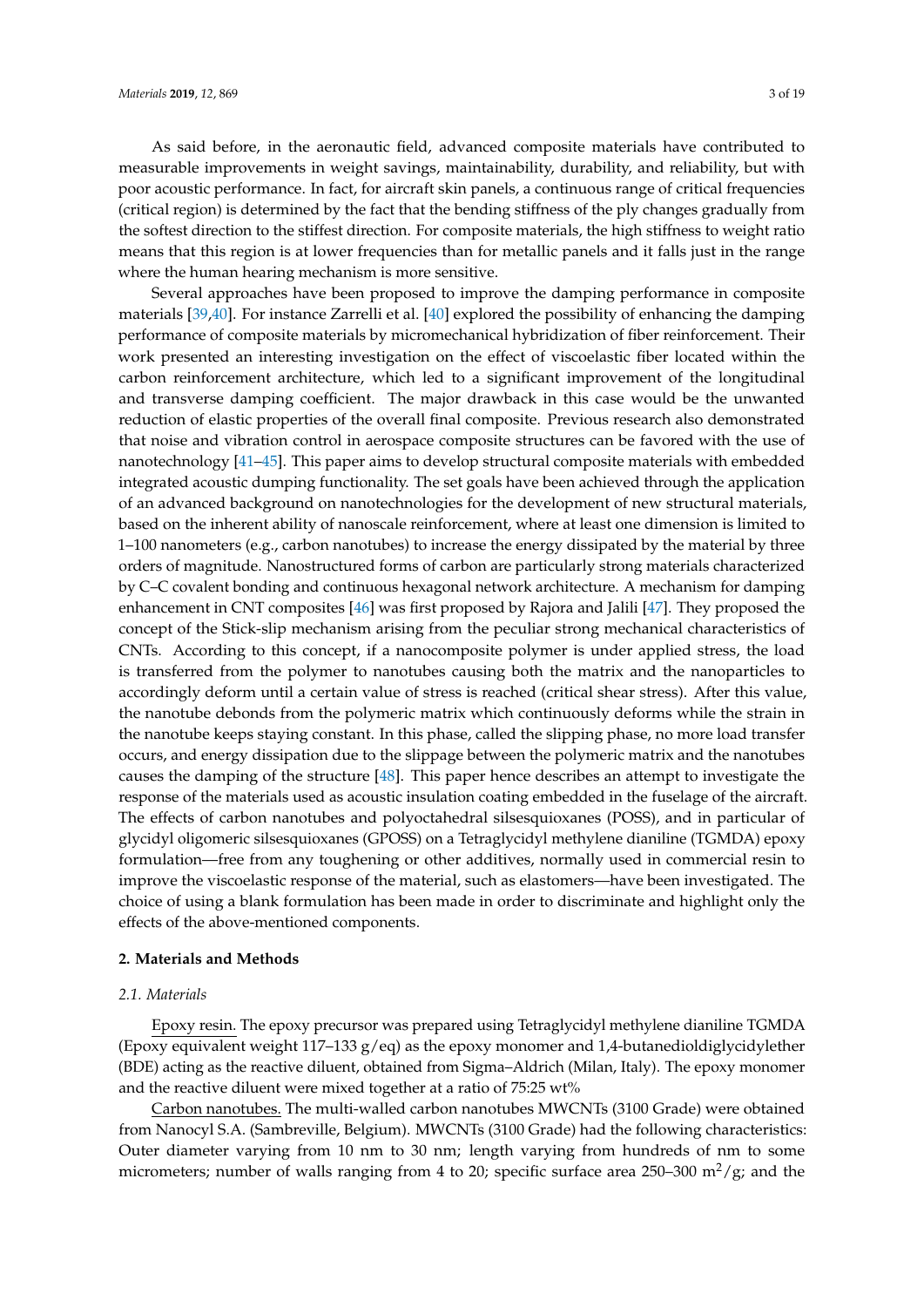As said before, in the aeronautic field, advanced composite materials have contributed to measurable improvements in weight savings, maintainability, durability, and reliability, but with poor acoustic performance. In fact, for aircraft skin panels, a continuous range of critical frequencies (critical region) is determined by the fact that the bending stiffness of the ply changes gradually from the softest direction to the stiffest direction. For composite materials, the high stiffness to weight ratio means that this region is at lower frequencies than for metallic panels and it falls just in the range where the human hearing mechanism is more sensitive.

Several approaches have been proposed to improve the damping performance in composite materials [39,40]. For instance Zarrelli et al. [40] explored the possibility of enhancing the damping performance of composite materials by micromechanical hybridization of fiber reinforcement. Their work presented an interesting investigation on the effect of viscoelastic fiber located within the carbon reinforcement architecture, which led to a significant improvement of the longitudinal and transverse damping coefficient. The major drawback in this case would be the unwanted reduction of elastic properties of the overall final composite. Previous research also demonstrated that noise and vibration control in aerospace composite structures can be favored with the use of nanotechnology [41–45]. This paper aims to develop structural composite materials with embedded integrated acoustic dumping functionality. The set goals have been achieved through the application of an advanced background on nanotechnologies for the development of new structural materials, based on the inherent ability of nanoscale reinforcement, where at least one dimension is limited to 1–100 nanometers (e.g., carbon nanotubes) to increase the energy dissipated by the material by three orders of magnitude. Nanostructured forms of carbon are particularly strong materials characterized by C–C covalent bonding and continuous hexagonal network architecture. A mechanism for damping enhancement in CNT composites [46] was first proposed by Rajora and Jalili [47]. They proposed the concept of the Stick-slip mechanism arising from the peculiar strong mechanical characteristics of CNTs. According to this concept, if a nanocomposite polymer is under applied stress, the load is transferred from the polymer to nanotubes causing both the matrix and the nanoparticles to accordingly deform until a certain value of stress is reached (critical shear stress). After this value, the nanotube debonds from the polymeric matrix which continuously deforms while the strain in the nanotube keeps staying constant. In this phase, called the slipping phase, no more load transfer occurs, and energy dissipation due to the slippage between the polymeric matrix and the nanotubes causes the damping of the structure [48]. This paper hence describes an attempt to investigate the response of the materials used as acoustic insulation coating embedded in the fuselage of the aircraft. The effects of carbon nanotubes and polyoctahedral silsesquioxanes (POSS), and in particular of glycidyl oligomeric silsesquioxanes (GPOSS) on a Tetraglycidyl methylene dianiline (TGMDA) epoxy formulation—free from any toughening or other additives, normally used in commercial resin to improve the viscoelastic response of the material, such as elastomers—have been investigated. The choice of using a blank formulation has been made in order to discriminate and highlight only the effects of the above-mentioned components.

## 2. Materials and Methods

### 2.1. Materials

Epoxy resin. The epoxy precursor was prepared using Tetraglycidyl methylene dianiline TGMDA (Epoxy equivalent weight 117–133 g/eq) as the epoxy monomer and 1,4-butanedioldiglycidylether (BDE) acting as the reactive diluent, obtained from Sigma–Aldrich (Milan, Italy). The epoxy monomer and the reactive diluent were mixed together at a ratio of 75:25 wt%

Carbon nanotubes. The multi-walled carbon nanotubes MWCNTs (3100 Grade) were obtained from Nanocyl S.A. (Sambreville, Belgium). MWCNTs (3100 Grade) had the following characteristics: Outer diameter varying from 10 nm to 30 nm; length varying from hundreds of nm to some micrometers; number of walls ranging from 4 to 20; specific surface area 250–300 $m^2/g$; and the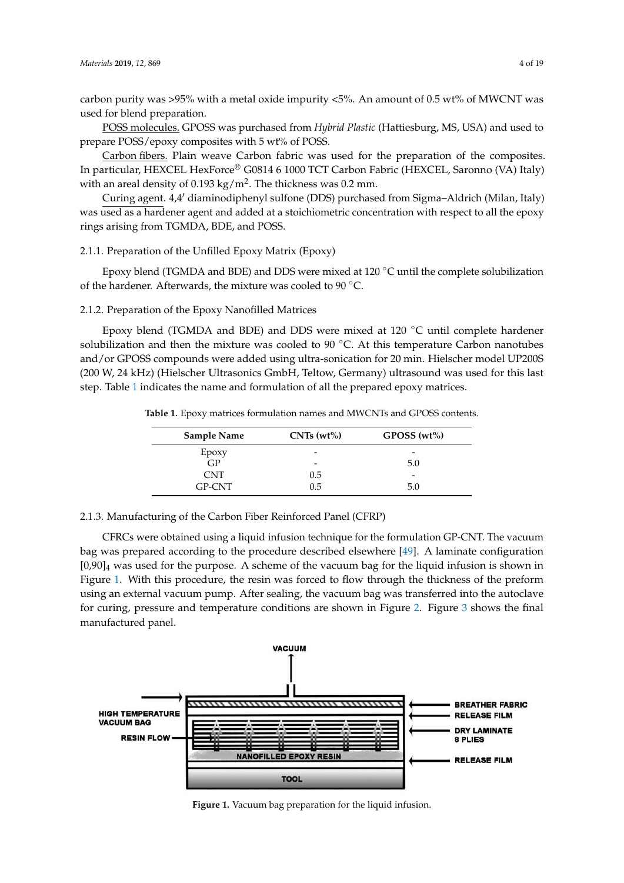carbon purity was >95% with a metal oxide impurity <5%. An amount of 0.5 wt% of MWCNT was used for blend preparation.

POSS molecules. GPOSS was purchased from *Hybrid Plastic* (Hattiesburg, MS, USA) and used to prepare POSS/epoxy composites with 5 wt% of POSS.

Carbon fibers. Plain weave Carbon fabric was used for the preparation of the composites. In particular, HEXCEL HexForce® G0814 6 1000 TCT Carbon Fabric (HEXCEL, Saronno (VA) Italy) with an areal density of 0.193 $kg/m^2$. The thickness was 0.2 mm.

Curing agent. 4,4′ diaminodiphenyl sulfone (DDS) purchased from Sigma–Aldrich (Milan, Italy) was used as a hardener agent and added at a stoichiometric concentration with respect to all the epoxy rings arising from TGMDA, BDE, and POSS.

#### 2.1.1. Preparation of the Unfilled Epoxy Matrix (Epoxy)

Epoxy blend (TGMDA and BDE) and DDS were mixed at 120 °C until the complete solubilization of the hardener. Afterwards, the mixture was cooled to 90 °C.

#### 2.1.2. Preparation of the Epoxy Nanofilled Matrices

Epoxy blend (TGMDA and BDE) and DDS were mixed at 120 °C until complete hardener solubilization and then the mixture was cooled to 90 °C. At this temperature Carbon nanotubes and/or GPOSS compounds were added using ultra-sonication for 20 min. Hielscher model UP200S (200 W, 24 kHz) (Hielscher Ultrasonics GmbH, Teltow, Germany) ultrasound was used for this last step. Table 1 indicates the name and formulation of all the prepared epoxy matrices.

**Table 1.** Epoxy matrices formulation names and MWCNTs and GPOSS contents.

| Sample Name | CNTs (wt%) | GPOSS (wt%) |
|---|---|---|
| Epoxy | - | - |
| GP | - | 5.0 |
| CNT | 0.5 | - |
| GP-CNT | 0.5 | 5.0 |

#### 2.1.3. Manufacturing of the Carbon Fiber Reinforced Panel (CFRP)

CFRCs were obtained using a liquid infusion technique for the formulation GP-CNT. The vacuum bag was prepared according to the procedure described elsewhere [49]. A laminate configuration $[0,90]_4$ was used for the purpose. A scheme of the vacuum bag for the liquid infusion is shown in Figure 1. With this procedure, the resin was forced to flow through the thickness of the preform using an external vacuum pump. After sealing, the vacuum bag was transferred into the autoclave for curing, pressure and temperature conditions are shown in Figure 2. Figure 3 shows the final manufactured panel.

VACUUM

HIGH TEMPERATURE VACUUM BAG

RESIN FLOW

BREATHER FABRIC

RELEASE FILM

DRY LAMINATE 8 PLIES

NANOFILLED EPOXY RESIN

RELEASE FILM

TOOL

**Figure 1.** Vacuum bag preparation for the liquid infusion.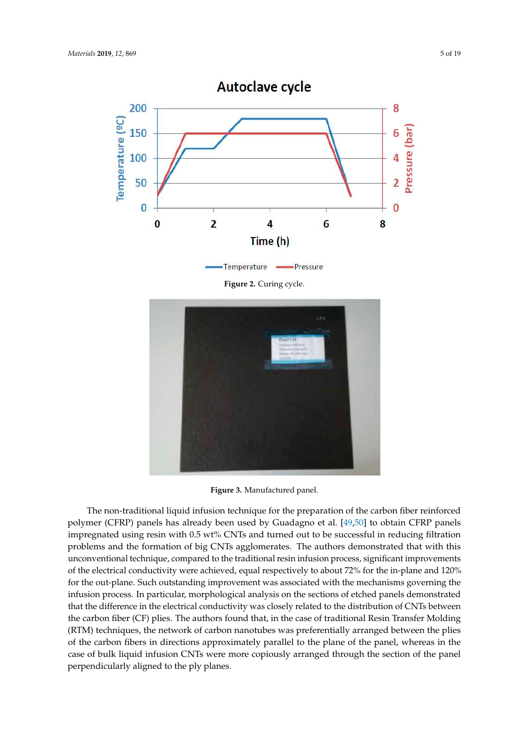Figure 2. Curing cycle.

Figure 3. Manufactured panel.

The non-traditional liquid infusion technique for the preparation of the carbon fiber reinforced polymer (CFRP) panels has already been used by Guadagno et al. [49,50] to obtain CFRP panels impregnated using resin with 0.5 wt% CNTs and turned out to be successful in reducing filtration problems and the formation of big CNTs agglomerates. The authors demonstrated that with this unconventional technique, compared to the traditional resin infusion process, significant improvements of the electrical conductivity were achieved, equal respectively to about 72% for the in-plane and 120% for the out-plane. Such outstanding improvement was associated with the mechanisms governing the infusion process. In particular, morphological analysis on the sections of etched panels demonstrated that the difference in the electrical conductivity was closely related to the distribution of CNTs between the carbon fiber (CF) plies. The authors found that, in the case of traditional Resin Transfer Molding (RTM) techniques, the network of carbon nanotubes was preferentially arranged between the plies of the carbon fibers in directions approximately parallel to the plane of the panel, whereas in the case of bulk liquid infusion CNTs were more copiously arranged through the section of the panel perpendicularly aligned to the ply planes.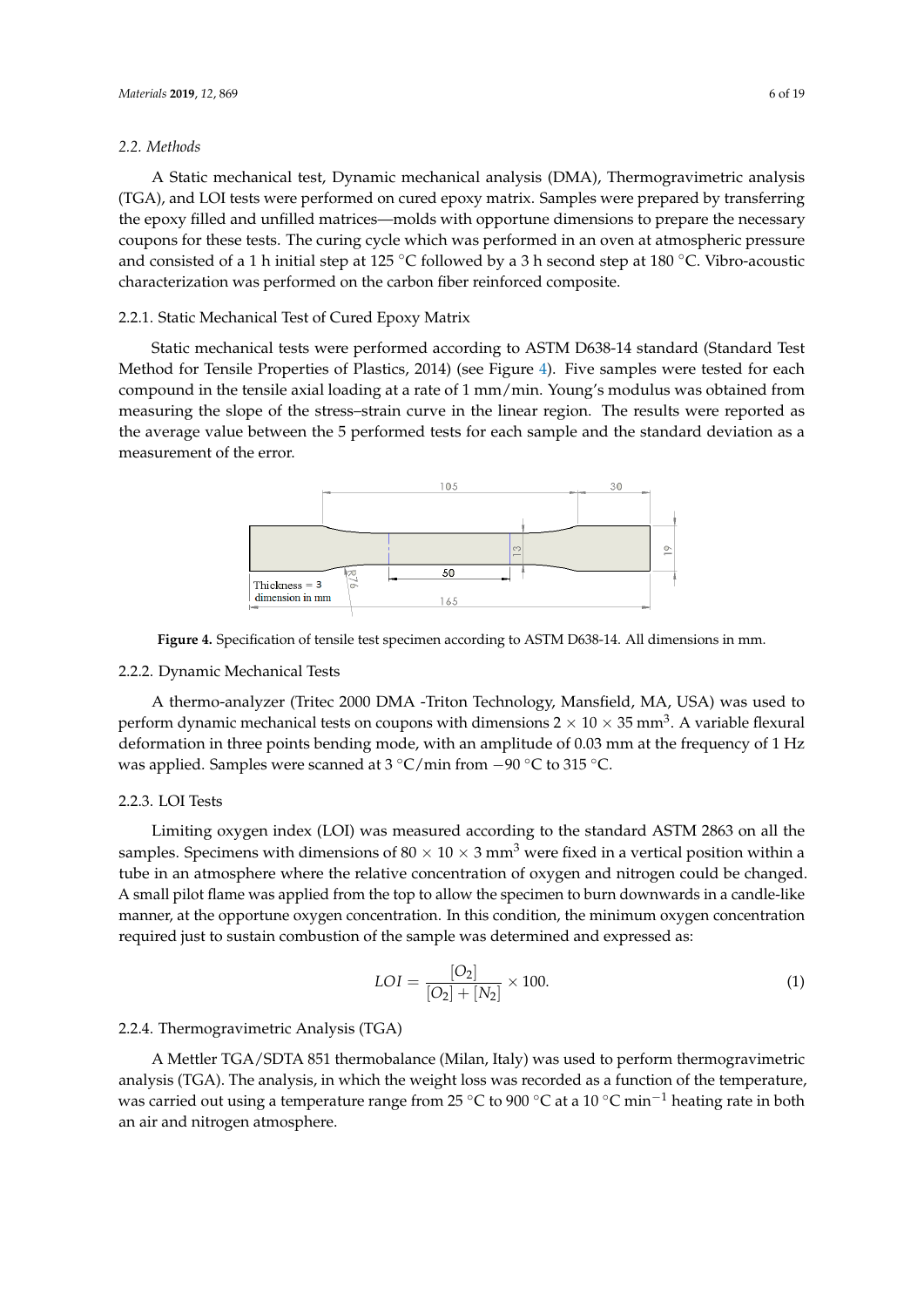### 2.2. Methods

A Static mechanical test, Dynamic mechanical analysis (DMA), Thermogravimetric analysis (TGA), and LOI tests were performed on cured epoxy matrix. Samples were prepared by transferring the epoxy filled and unfilled matrices—molds with opportune dimensions to prepare the necessary coupons for these tests. The curing cycle which was performed in an oven at atmospheric pressure and consisted of a 1 h initial step at 125 °C followed by a 3 h second step at 180 °C. Vibro-acoustic characterization was performed on the carbon fiber reinforced composite.

#### 2.2.1. Static Mechanical Test of Cured Epoxy Matrix

Static mechanical tests were performed according to ASTM D638-14 standard (Standard Test Method for Tensile Properties of Plastics, 2014) (see Figure 4). Five samples were tested for each compound in the tensile axial loading at a rate of 1 mm/min. Young's modulus was obtained from measuring the slope of the stress–strain curve in the linear region. The results were reported as the average value between the 5 performed tests for each sample and the standard deviation as a measurement of the error.

**Figure 4.** Specification of tensile test specimen according to ASTM D638-14. All dimensions in mm.

#### 2.2.2. Dynamic Mechanical Tests

A thermo-analyzer (Tritec 2000 DMA -Triton Technology, Mansfield, MA, USA) was used to perform dynamic mechanical tests on coupons with dimensions $2 \times 10 \times 35$ mm$^3$. A variable flexural deformation in three points bending mode, with an amplitude of 0.03 mm at the frequency of 1 Hz was applied. Samples were scanned at 3 °C/min from −90 °C to 315 °C.

#### 2.2.3. LOI Tests

Limiting oxygen index (LOI) was measured according to the standard ASTM 2863 on all the samples. Specimens with dimensions of $80 \times 10 \times 3$ mm$^3$ were fixed in a vertical position within a tube in an atmosphere where the relative concentration of oxygen and nitrogen could be changed. A small pilot flame was applied from the top to allow the specimen to burn downwards in a candle-like manner, at the opportune oxygen concentration. In this condition, the minimum oxygen concentration required just to sustain combustion of the sample was determined and expressed as:

$$LOI = \frac{[O_2]}{[O_2] + [N_2]} \times 100. \tag{1}$$

#### 2.2.4. Thermogravimetric Analysis (TGA)

A Mettler TGA/SDTA 851 thermobalance (Milan, Italy) was used to perform thermogravimetric analysis (TGA). The analysis, in which the weight loss was recorded as a function of the temperature, was carried out using a temperature range from 25 °C to 900 °C at a 10 °C min$^{-1}$ heating rate in both an air and nitrogen atmosphere.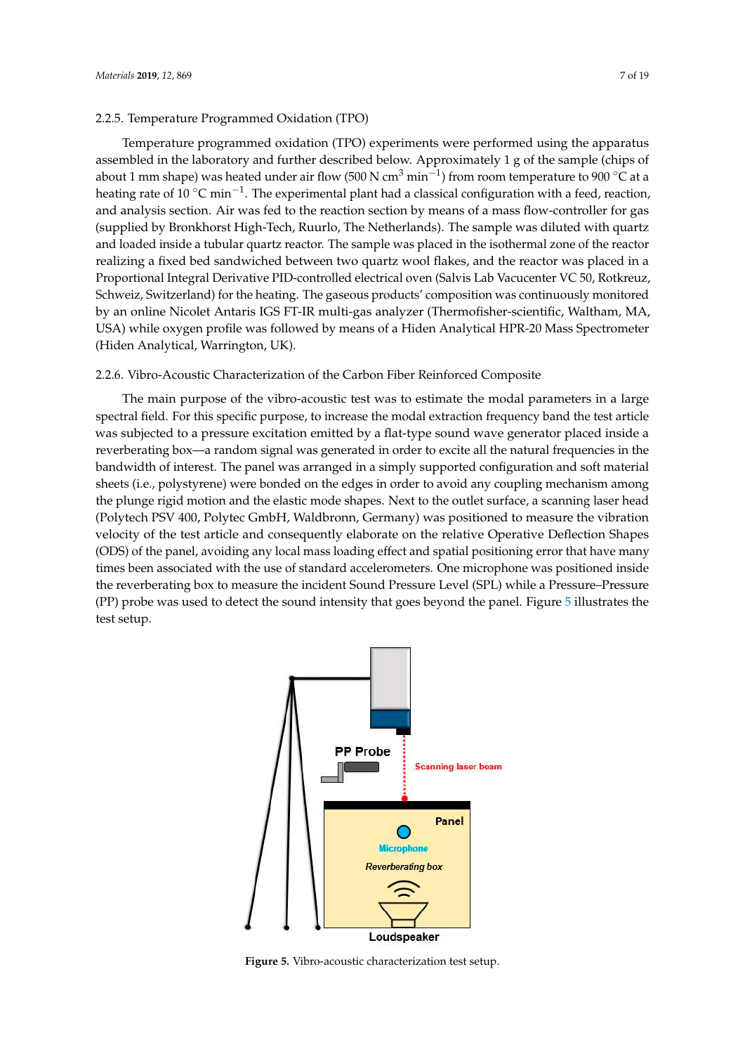### 2.2.5. Temperature Programmed Oxidation (TPO)

Temperature programmed oxidation (TPO) experiments were performed using the apparatus assembled in the laboratory and further described below. Approximately 1 g of the sample (chips of about 1 mm shape) was heated under air flow (500 N $cm^3$ $min^{-1}$) from room temperature to 900 °C at a heating rate of 10 °C $min^{-1}$. The experimental plant had a classical configuration with a feed, reaction, and analysis section. Air was fed to the reaction section by means of a mass flow-controller for gas (supplied by Bronkhorst High-Tech, Ruurlo, The Netherlands). The sample was diluted with quartz and loaded inside a tubular quartz reactor. The sample was placed in the isothermal zone of the reactor realizing a fixed bed sandwiched between two quartz wool flakes, and the reactor was placed in a Proportional Integral Derivative PID-controlled electrical oven (Salvis Lab Vacucenter VC 50, Rotkreuz, Schweiz, Switzerland) for the heating. The gaseous products' composition was continuously monitored by an online Nicolet Antaris IGS FT-IR multi-gas analyzer (Thermofisher-scientific, Waltham, MA, USA) while oxygen profile was followed by means of a Hiden Analytical HPR-20 Mass Spectrometer (Hiden Analytical, Warrington, UK).

### 2.2.6. Vibro-Acoustic Characterization of the Carbon Fiber Reinforced Composite

The main purpose of the vibro-acoustic test was to estimate the modal parameters in a large spectral field. For this specific purpose, to increase the modal extraction frequency band the test article was subjected to a pressure excitation emitted by a flat-type sound wave generator placed inside a reverberating box—a random signal was generated in order to excite all the natural frequencies in the bandwidth of interest. The panel was arranged in a simply supported configuration and soft material sheets (i.e., polystyrene) were bonded on the edges in order to avoid any coupling mechanism among the plunge rigid motion and the elastic mode shapes. Next to the outlet surface, a scanning laser head (Polytech PSV 400, Polytec GmbH, Waldbronn, Germany) was positioned to measure the vibration velocity of the test article and consequently elaborate on the relative Operative Deflection Shapes (ODS) of the panel, avoiding any local mass loading effect and spatial positioning error that have many times been associated with the use of standard accelerometers. One microphone was positioned inside the reverberating box to measure the incident Sound Pressure Level (SPL) while a Pressure–Pressure (PP) probe was used to detect the sound intensity that goes beyond the panel. Figure 5 illustrates the test setup.

**Figure 5.** Vibro-acoustic characterization test setup.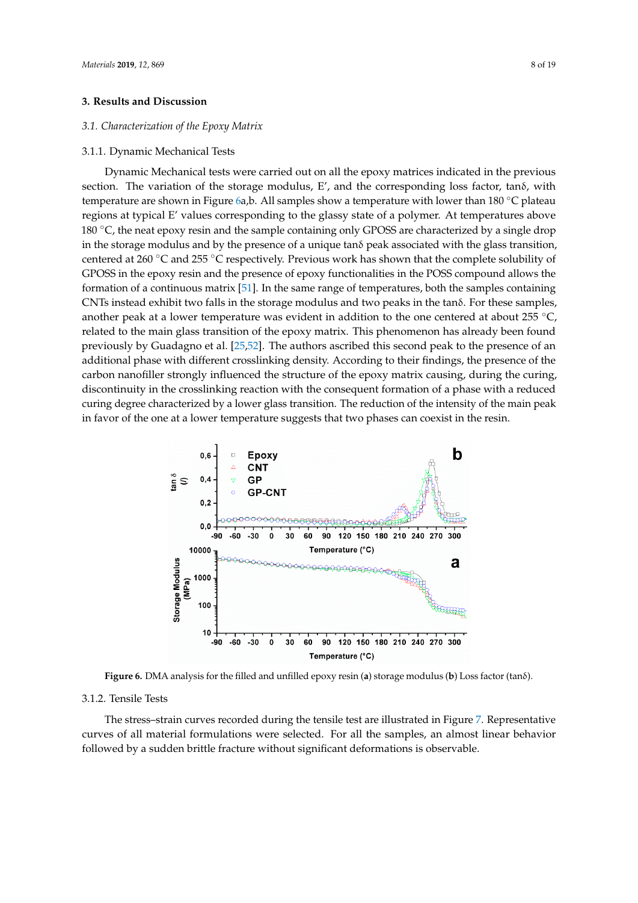## 3. Results and Discussion

### 3.1. Characterization of the Epoxy Matrix

#### 3.1.1. Dynamic Mechanical Tests

Dynamic Mechanical tests were carried out on all the epoxy matrices indicated in the previous section. The variation of the storage modulus, E′, and the corresponding loss factor, tanδ, with temperature are shown in Figure 6a,b. All samples show a temperature with lower than 180 °C plateau regions at typical E′ values corresponding to the glassy state of a polymer. At temperatures above 180 °C, the neat epoxy resin and the sample containing only GPOSS are characterized by a single drop in the storage modulus and by the presence of a unique tanδ peak associated with the glass transition, centered at 260 °C and 255 °C respectively. Previous work has shown that the complete solubility of GPOSS in the epoxy resin and the presence of epoxy functionalities in the POSS compound allows the formation of a continuous matrix [51]. In the same range of temperatures, both the samples containing CNTs instead exhibit two falls in the storage modulus and two peaks in the tanδ. For these samples, another peak at a lower temperature was evident in addition to the one centered at about 255 °C, related to the main glass transition of the epoxy matrix. This phenomenon has already been found previously by Guadagno et al. [25,52]. The authors ascribed this second peak to the presence of an additional phase with different crosslinking density. According to their findings, the presence of the carbon nanofiller strongly influenced the structure of the epoxy matrix causing, during the curing, discontinuity in the crosslinking reaction with the consequent formation of a phase with a reduced curing degree characterized by a lower glass transition. The reduction of the intensity of the main peak in favor of the one at a lower temperature suggests that two phases can coexist in the resin.

**Figure 6.** DMA analysis for the filled and unfilled epoxy resin (**a**) storage modulus (**b**) Loss factor (tanδ).

#### 3.1.2. Tensile Tests

The stress–strain curves recorded during the tensile test are illustrated in Figure 7. Representative curves of all material formulations were selected. For all the samples, an almost linear behavior followed by a sudden brittle fracture without significant deformations is observable.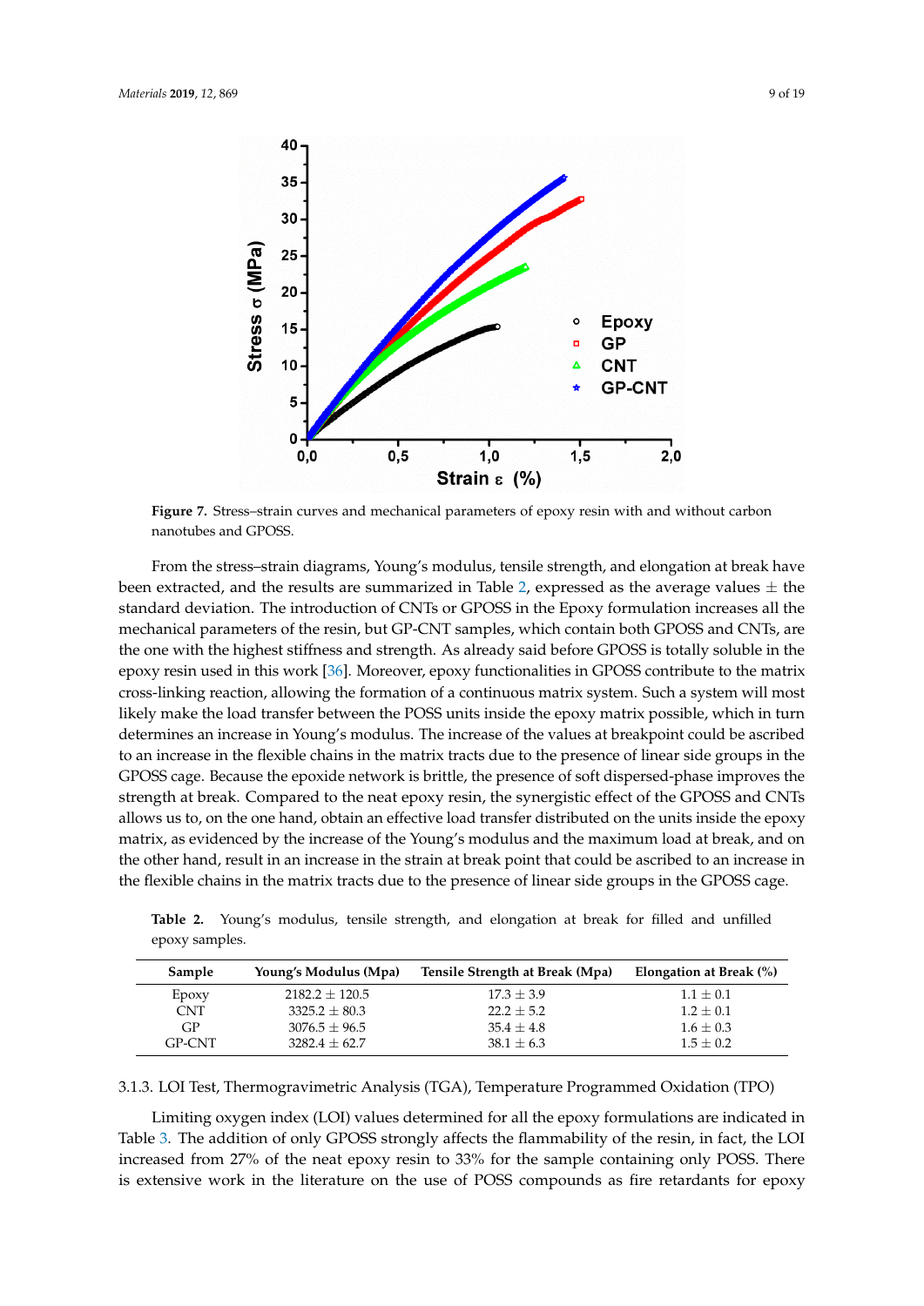**Figure 7.** Stress–strain curves and mechanical parameters of epoxy resin with and without carbon nanotubes and GPOSS.

From the stress–strain diagrams, Young's modulus, tensile strength, and elongation at break have been extracted, and the results are summarized in Table 2, expressed as the average values ± the standard deviation. The introduction of CNTs or GPOSS in the Epoxy formulation increases all the mechanical parameters of the resin, but GP-CNT samples, which contain both GPOSS and CNTs, are the one with the highest stiffness and strength. As already said before GPOSS is totally soluble in the epoxy resin used in this work [36]. Moreover, epoxy functionalities in GPOSS contribute to the matrix cross-linking reaction, allowing the formation of a continuous matrix system. Such a system will most likely make the load transfer between the POSS units inside the epoxy matrix possible, which in turn determines an increase in Young's modulus. The increase of the values at breakpoint could be ascribed to an increase in the flexible chains in the matrix tracts due to the presence of linear side groups in the GPOSS cage. Because the epoxide network is brittle, the presence of soft dispersed-phase improves the strength at break. Compared to the neat epoxy resin, the synergistic effect of the GPOSS and CNTs allows us to, on the one hand, obtain an effective load transfer distributed on the units inside the epoxy matrix, as evidenced by the increase of the Young's modulus and the maximum load at break, and on the other hand, result in an increase in the strain at break point that could be ascribed to an increase in the flexible chains in the matrix tracts due to the presence of linear side groups in the GPOSS cage.

**Table 2.** Young's modulus, tensile strength, and elongation at break for filled and unfilled epoxy samples.

| Sample | Young's Modulus (Mpa) | Tensile Strength at Break (Mpa) | Elongation at Break (%) |
|---|---|---|---|
| Epoxy | 2182.2 ± 120.5 | 17.3 ± 3.9 | 1.1 ± 0.1 |
| CNT | 3325.2 ± 80.3 | 22.2 ± 5.2 | 1.2 ± 0.1 |
| GP | 3076.5 ± 96.5 | 35.4 ± 4.8 | 1.6 ± 0.3 |
| GP-CNT | 3282.4 ± 62.7 | 38.1 ± 6.3 | 1.5 ± 0.2 |

### 3.1.3. LOI Test, Thermogravimetric Analysis (TGA), Temperature Programmed Oxidation (TPO)

Limiting oxygen index (LOI) values determined for all the epoxy formulations are indicated in Table 3. The addition of only GPOSS strongly affects the flammability of the resin, in fact, the LOI increased from 27% of the neat epoxy resin to 33% for the sample containing only POSS. There is extensive work in the literature on the use of POSS compounds as fire retardants for epoxy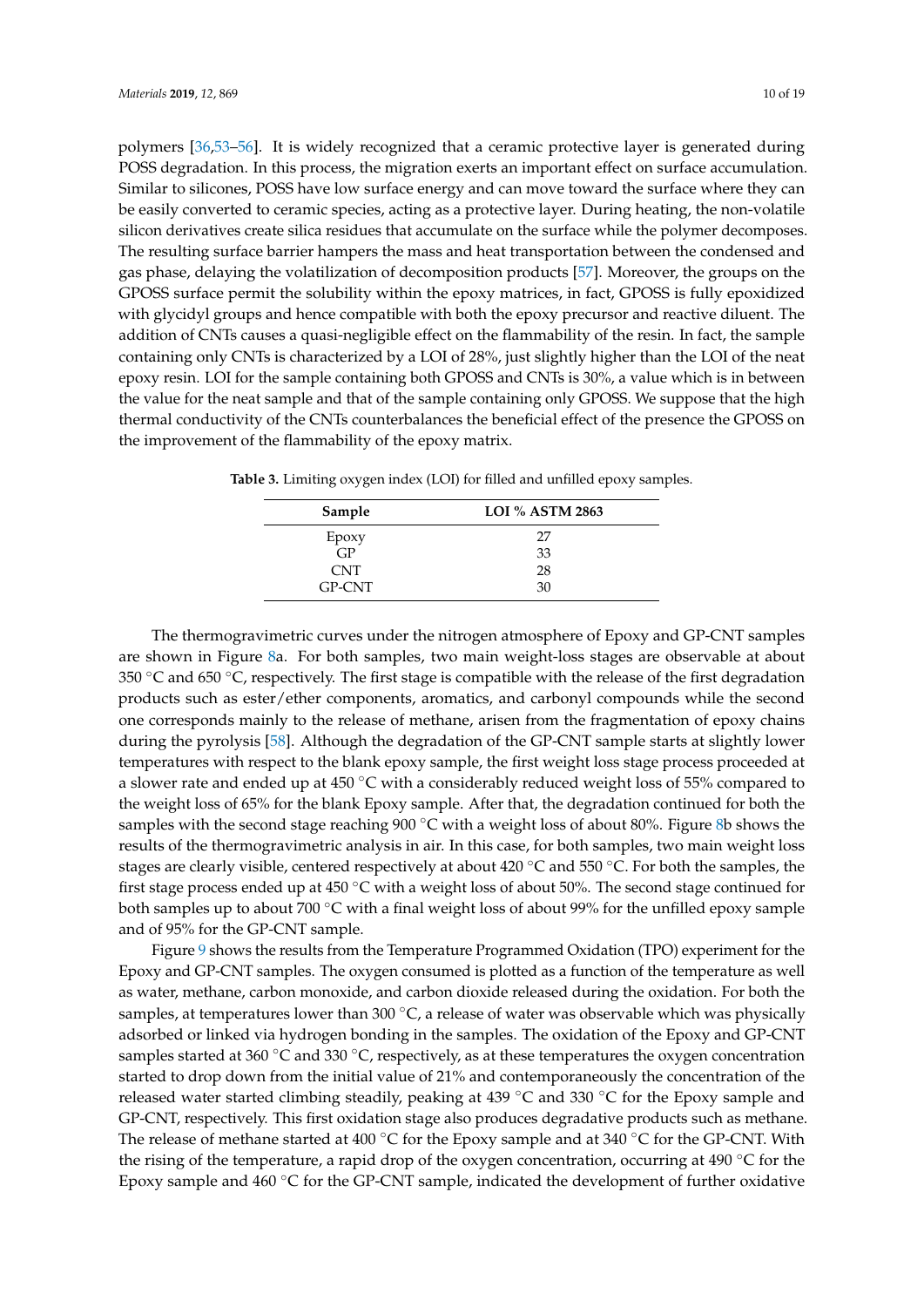polymers [36,53–56]. It is widely recognized that a ceramic protective layer is generated during POSS degradation. In this process, the migration exerts an important effect on surface accumulation. Similar to silicones, POSS have low surface energy and can move toward the surface where they can be easily converted to ceramic species, acting as a protective layer. During heating, the non-volatile silicon derivatives create silica residues that accumulate on the surface while the polymer decomposes. The resulting surface barrier hampers the mass and heat transportation between the condensed and gas phase, delaying the volatilization of decomposition products [57]. Moreover, the groups on the GPOSS surface permit the solubility within the epoxy matrices, in fact, GPOSS is fully epoxidized with glycidyl groups and hence compatible with both the epoxy precursor and reactive diluent. The addition of CNTs causes a quasi-negligible effect on the flammability of the resin. In fact, the sample containing only CNTs is characterized by a LOI of 28%, just slightly higher than the LOI of the neat epoxy resin. LOI for the sample containing both GPOSS and CNTs is 30%, a value which is in between the value for the neat sample and that of the sample containing only GPOSS. We suppose that the high thermal conductivity of the CNTs counterbalances the beneficial effect of the presence the GPOSS on the improvement of the flammability of the epoxy matrix.

**Table 3.** Limiting oxygen index (LOI) for filled and unfilled epoxy samples.

| Sample | LOI % ASTM 2863 |
|---|---|
| Epoxy | 27 |
| GP | 33 |
| CNT | 28 |
| GP-CNT | 30 |

The thermogravimetric curves under the nitrogen atmosphere of Epoxy and GP-CNT samples are shown in Figure 8a. For both samples, two main weight-loss stages are observable at about 350 °C and 650 °C, respectively. The first stage is compatible with the release of the first degradation products such as ester/ether components, aromatics, and carbonyl compounds while the second one corresponds mainly to the release of methane, arisen from the fragmentation of epoxy chains during the pyrolysis [58]. Although the degradation of the GP-CNT sample starts at slightly lower temperatures with respect to the blank epoxy sample, the first weight loss stage process proceeded at a slower rate and ended up at 450 °C with a considerably reduced weight loss of 55% compared to the weight loss of 65% for the blank Epoxy sample. After that, the degradation continued for both the samples with the second stage reaching 900 °C with a weight loss of about 80%. Figure 8b shows the results of the thermogravimetric analysis in air. In this case, for both samples, two main weight loss stages are clearly visible, centered respectively at about 420 °C and 550 °C. For both the samples, the first stage process ended up at 450 °C with a weight loss of about 50%. The second stage continued for both samples up to about 700 °C with a final weight loss of about 99% for the unfilled epoxy sample and of 95% for the GP-CNT sample.

Figure 9 shows the results from the Temperature Programmed Oxidation (TPO) experiment for the Epoxy and GP-CNT samples. The oxygen consumed is plotted as a function of the temperature as well as water, methane, carbon monoxide, and carbon dioxide released during the oxidation. For both the samples, at temperatures lower than 300 °C, a release of water was observable which was physically adsorbed or linked via hydrogen bonding in the samples. The oxidation of the Epoxy and GP-CNT samples started at 360 °C and 330 °C, respectively, as at these temperatures the oxygen concentration started to drop down from the initial value of 21% and contemporaneously the concentration of the released water started climbing steadily, peaking at 439 °C and 330 °C for the Epoxy sample and GP-CNT, respectively. This first oxidation stage also produces degradative products such as methane. The release of methane started at 400 °C for the Epoxy sample and at 340 °C for the GP-CNT. With the rising of the temperature, a rapid drop of the oxygen concentration, occurring at 490 °C for the Epoxy sample and 460 °C for the GP-CNT sample, indicated the development of further oxidative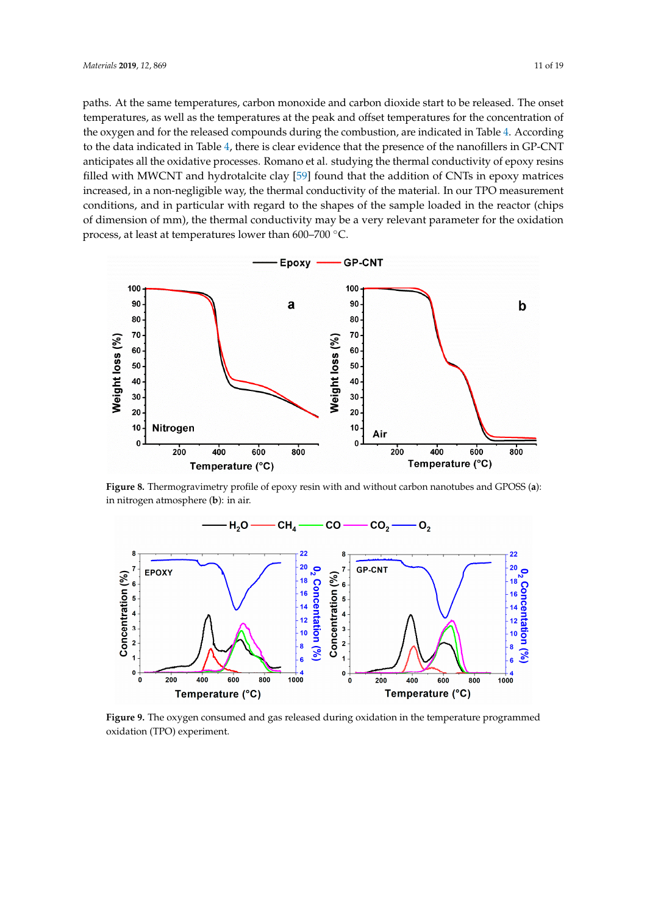paths. At the same temperatures, carbon monoxide and carbon dioxide start to be released. The onset temperatures, as well as the temperatures at the peak and offset temperatures for the concentration of the oxygen and for the released compounds during the combustion, are indicated in Table 4. According to the data indicated in Table 4, there is clear evidence that the presence of the nanofillers in GP-CNT anticipates all the oxidative processes. Romano et al. studying the thermal conductivity of epoxy resins filled with MWCNT and hydrotalcite clay [59] found that the addition of CNTs in epoxy matrices increased, in a non-negligible way, the thermal conductivity of the material. In our TPO measurement conditions, and in particular with regard to the shapes of the sample loaded in the reactor (chips of dimension of mm), the thermal conductivity may be a very relevant parameter for the oxidation process, at least at temperatures lower than 600–700 °C.

**Figure 8.** Thermogravimetry profile of epoxy resin with and without carbon nanotubes and GPOSS (**a**): in nitrogen atmosphere (**b**): in air.

**Figure 9.** The oxygen consumed and gas released during oxidation in the temperature programmed oxidation (TPO) experiment.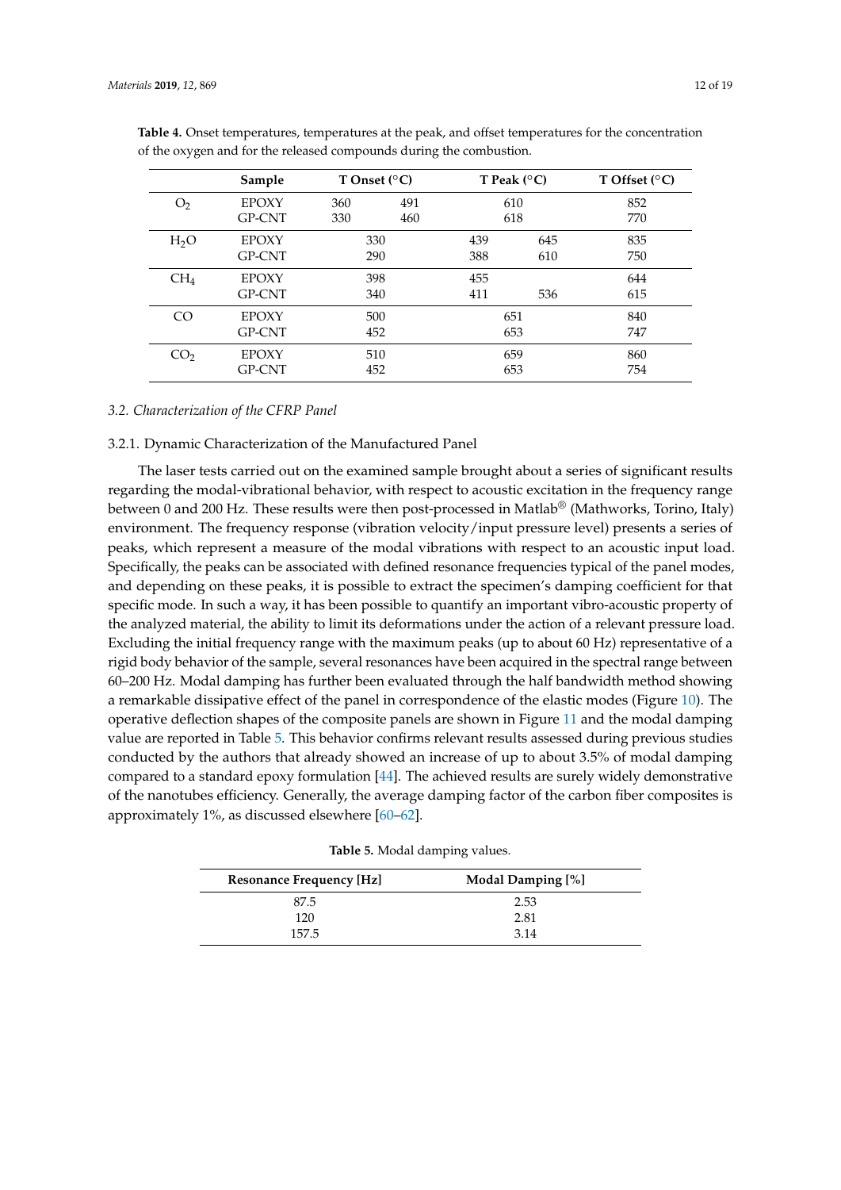**Table 4.** Onset temperatures, temperatures at the peak, and offset temperatures for the concentration of the oxygen and for the released compounds during the combustion.

| | Sample | T Onset (°C) | | T Peak (°C) | | T Offset (°C) |
|---|---|---|---|---|---|---|
| $O_2$ | EPOXY | 360 | 491 | 610 | | 852 |
| | GP-CNT | 330 | 460 | 618 | | 770 |
| $H_2O$ | EPOXY | 330 | | 439 | 645 | 835 |
| | GP-CNT | 290 | | 388 | 610 | 750 |
| $CH_4$ | EPOXY | 398 | | 455 | | 644 |
| | GP-CNT | 340 | | 411 | 536 | 615 |
| CO | EPOXY | 500 | | 651 | | 840 |
| | GP-CNT | 452 | | 653 | | 747 |
| $CO_2$ | EPOXY | 510 | | 659 | | 860 |
| | GP-CNT | 452 | | 653 | | 754 |

### *3.2. Characterization of the CFRP Panel*

#### 3.2.1. Dynamic Characterization of the Manufactured Panel

The laser tests carried out on the examined sample brought about a series of significant results regarding the modal-vibrational behavior, with respect to acoustic excitation in the frequency range between 0 and 200 Hz. These results were then post-processed in Matlab® (Mathworks, Torino, Italy) environment. The frequency response (vibration velocity/input pressure level) presents a series of peaks, which represent a measure of the modal vibrations with respect to an acoustic input load. Specifically, the peaks can be associated with defined resonance frequencies typical of the panel modes, and depending on these peaks, it is possible to extract the specimen's damping coefficient for that specific mode. In such a way, it has been possible to quantify an important vibro-acoustic property of the analyzed material, the ability to limit its deformations under the action of a relevant pressure load. Excluding the initial frequency range with the maximum peaks (up to about 60 Hz) representative of a rigid body behavior of the sample, several resonances have been acquired in the spectral range between 60–200 Hz. Modal damping has further been evaluated through the half bandwidth method showing a remarkable dissipative effect of the panel in correspondence of the elastic modes (Figure 10). The operative deflection shapes of the composite panels are shown in Figure 11 and the modal damping value are reported in Table 5. This behavior confirms relevant results assessed during previous studies conducted by the authors that already showed an increase of up to about 3.5% of modal damping compared to a standard epoxy formulation [44]. The achieved results are surely widely demonstrative of the nanotubes efficiency. Generally, the average damping factor of the carbon fiber composites is approximately 1%, as discussed elsewhere [60–62].

**Table 5.** Modal damping values.

| Resonance Frequency [Hz] | Modal Damping [%] |
|---|---|
| 87.5 | 2.53 |
| 120 | 2.81 |
| 157.5 | 3.14 |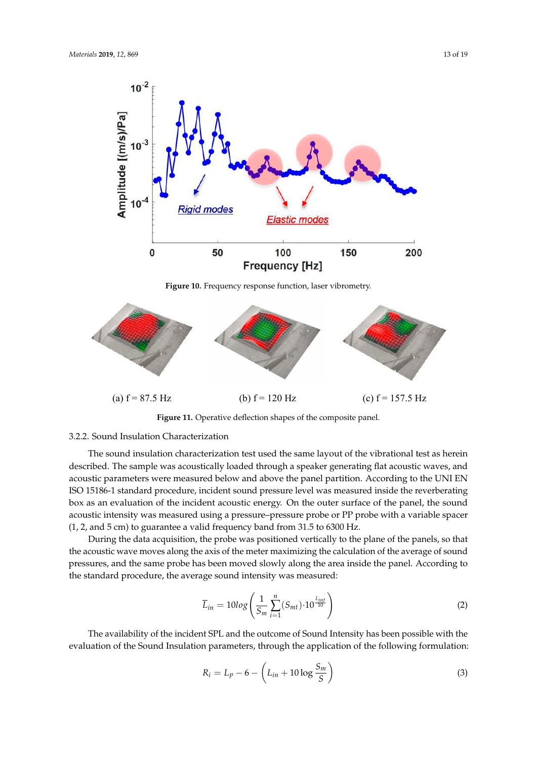Figure 10. Frequency response function, laser vibrometry.

(a) f = 87.5 Hz (b) f = 120 Hz (c) f = 157.5 Hz

Figure 11. Operative deflection shapes of the composite panel.

### 3.2.2. Sound Insulation Characterization

The sound insulation characterization test used the same layout of the vibrational test as herein described. The sample was acoustically loaded through a speaker generating flat acoustic waves, and acoustic parameters were measured below and above the panel partition. According to the UNI EN ISO 15186-1 standard procedure, incident sound pressure level was measured inside the reverberating box as an evaluation of the incident acoustic energy. On the outer surface of the panel, the sound acoustic intensity was measured using a pressure–pressure probe or PP probe with a variable spacer (1, 2, and 5 cm) to guarantee a valid frequency band from 31.5 to 6300 Hz.

During the data acquisition, the probe was positioned vertically to the plane of the panels, so that the acoustic wave moves along the axis of the meter maximizing the calculation of the average of sound pressures, and the same probe has been moved slowly along the area inside the panel. According to the standard procedure, the average sound intensity was measured:

$$\overline{L}_{in} = 10log\left(\frac{1}{S_m}\sum_{i=1}^{n}(S_{mt})\cdot 10^{\frac{L_{int}}{10}}\right) \tag{2}$$

The availability of the incident SPL and the outcome of Sound Intensity has been possible with the evaluation of the Sound Insulation parameters, through the application of the following formulation:

$$R_i = L_p - 6 - \left(L_{in} + 10\log\frac{S_m}{S}\right) \tag{3}$$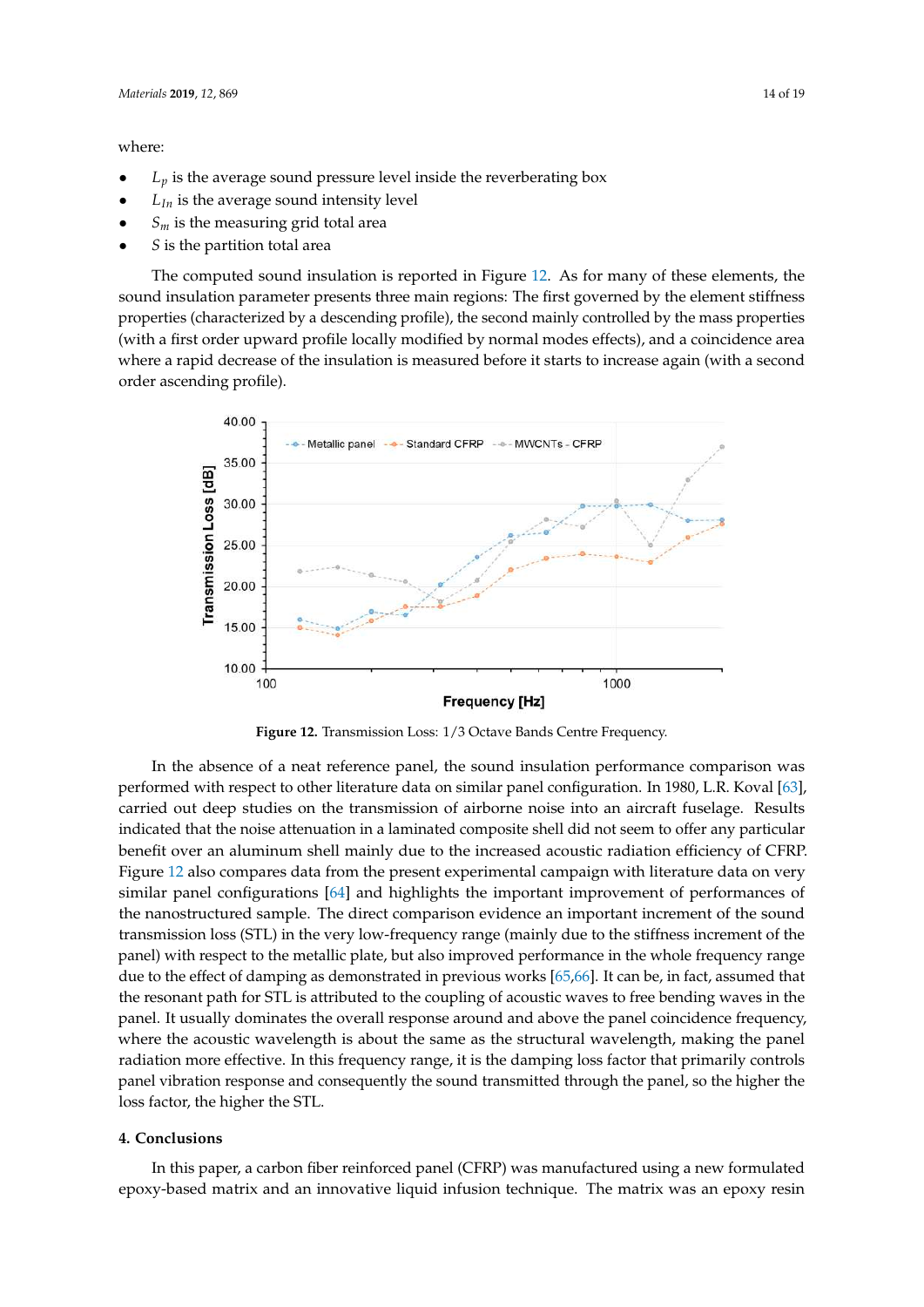where:

- $L_p$ is the average sound pressure level inside the reverberating box
- $L_{In}$ is the average sound intensity level
- $S_m$ is the measuring grid total area
- $S$ is the partition total area

The computed sound insulation is reported in Figure 12. As for many of these elements, the sound insulation parameter presents three main regions: The first governed by the element stiffness properties (characterized by a descending profile), the second mainly controlled by the mass properties (with a first order upward profile locally modified by normal modes effects), and a coincidence area where a rapid decrease of the insulation is measured before it starts to increase again (with a second order ascending profile).

Figure 12. Transmission Loss: 1/3 Octave Bands Centre Frequency.

In the absence of a neat reference panel, the sound insulation performance comparison was performed with respect to other literature data on similar panel configuration. In 1980, L.R. Koval [63], carried out deep studies on the transmission of airborne noise into an aircraft fuselage. Results indicated that the noise attenuation in a laminated composite shell did not seem to offer any particular benefit over an aluminum shell mainly due to the increased acoustic radiation efficiency of CFRP. Figure 12 also compares data from the present experimental campaign with literature data on very similar panel configurations [64] and highlights the important improvement of performances of the nanostructured sample. The direct comparison evidence an important increment of the sound transmission loss (STL) in the very low-frequency range (mainly due to the stiffness increment of the panel) with respect to the metallic plate, but also improved performance in the whole frequency range due to the effect of damping as demonstrated in previous works [65,66]. It can be, in fact, assumed that the resonant path for STL is attributed to the coupling of acoustic waves to free bending waves in the panel. It usually dominates the overall response around and above the panel coincidence frequency, where the acoustic wavelength is about the same as the structural wavelength, making the panel radiation more effective. In this frequency range, it is the damping loss factor that primarily controls panel vibration response and consequently the sound transmitted through the panel, so the higher the loss factor, the higher the STL.

## 4. Conclusions

In this paper, a carbon fiber reinforced panel (CFRP) was manufactured using a new formulated epoxy-based matrix and an innovative liquid infusion technique. The matrix was an epoxy resin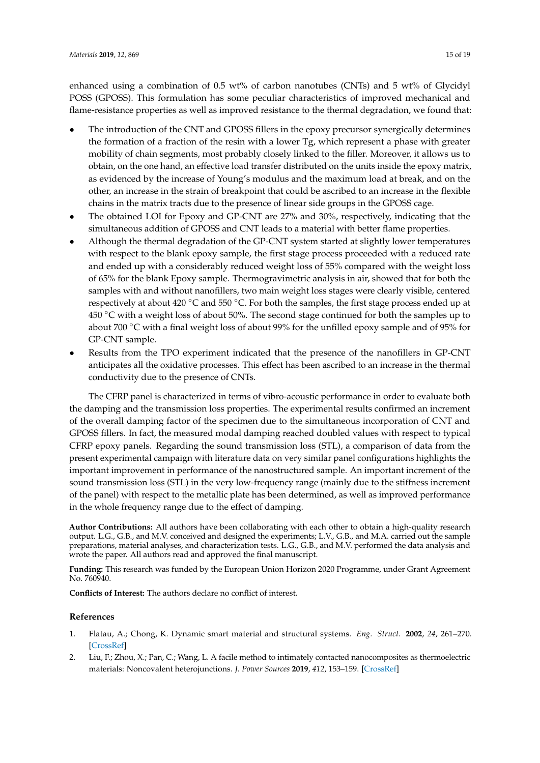enhanced using a combination of 0.5 wt% of carbon nanotubes (CNTs) and 5 wt% of Glycidyl POSS (GPOSS). This formulation has some peculiar characteristics of improved mechanical and flame-resistance properties as well as improved resistance to the thermal degradation, we found that:

- The introduction of the CNT and GPOSS fillers in the epoxy precursor synergically determines the formation of a fraction of the resin with a lower Tg, which represent a phase with greater mobility of chain segments, most probably closely linked to the filler. Moreover, it allows us to obtain, on the one hand, an effective load transfer distributed on the units inside the epoxy matrix, as evidenced by the increase of Young's modulus and the maximum load at break, and on the other, an increase in the strain of breakpoint that could be ascribed to an increase in the flexible chains in the matrix tracts due to the presence of linear side groups in the GPOSS cage.
- The obtained LOI for Epoxy and GP-CNT are 27% and 30%, respectively, indicating that the simultaneous addition of GPOSS and CNT leads to a material with better flame properties.
- Although the thermal degradation of the GP-CNT system started at slightly lower temperatures with respect to the blank epoxy sample, the first stage process proceeded with a reduced rate and ended up with a considerably reduced weight loss of 55% compared with the weight loss of 65% for the blank Epoxy sample. Thermogravimetric analysis in air, showed that for both the samples with and without nanofillers, two main weight loss stages were clearly visible, centered respectively at about 420 °C and 550 °C. For both the samples, the first stage process ended up at 450 °C with a weight loss of about 50%. The second stage continued for both the samples up to about 700 °C with a final weight loss of about 99% for the unfilled epoxy sample and of 95% for GP-CNT sample.
- Results from the TPO experiment indicated that the presence of the nanofillers in GP-CNT anticipates all the oxidative processes. This effect has been ascribed to an increase in the thermal conductivity due to the presence of CNTs.

The CFRP panel is characterized in terms of vibro-acoustic performance in order to evaluate both the damping and the transmission loss properties. The experimental results confirmed an increment of the overall damping factor of the specimen due to the simultaneous incorporation of CNT and GPOSS fillers. In fact, the measured modal damping reached doubled values with respect to typical CFRP epoxy panels. Regarding the sound transmission loss (STL), a comparison of data from the present experimental campaign with literature data on very similar panel configurations highlights the important improvement in performance of the nanostructured sample. An important increment of the sound transmission loss (STL) in the very low-frequency range (mainly due to the stiffness increment of the panel) with respect to the metallic plate has been determined, as well as improved performance in the whole frequency range due to the effect of damping.

**Author Contributions:** All authors have been collaborating with each other to obtain a high-quality research output. L.G., G.B., and M.V. conceived and designed the experiments; L.V., G.B., and M.A. carried out the sample preparations, material analyses, and characterization tests. L.G., G.B., and M.V. performed the data analysis and wrote the paper. All authors read and approved the final manuscript.

**Funding:** This research was funded by the European Union Horizon 2020 Programme, under Grant Agreement No. 760940.

**Conflicts of Interest:** The authors declare no conflict of interest.

## References

1. Flatau, A.; Chong, K. Dynamic smart material and structural systems. *Eng. Struct.* **2002**, *24*, 261–270. [CrossRef]
2. Liu, F.; Zhou, X.; Pan, C.; Wang, L. A facile method to intimately contacted nanocomposites as thermoelectric materials: Noncovalent heterojunctions. *J. Power Sources* **2019**, *412*, 153–159. [CrossRef]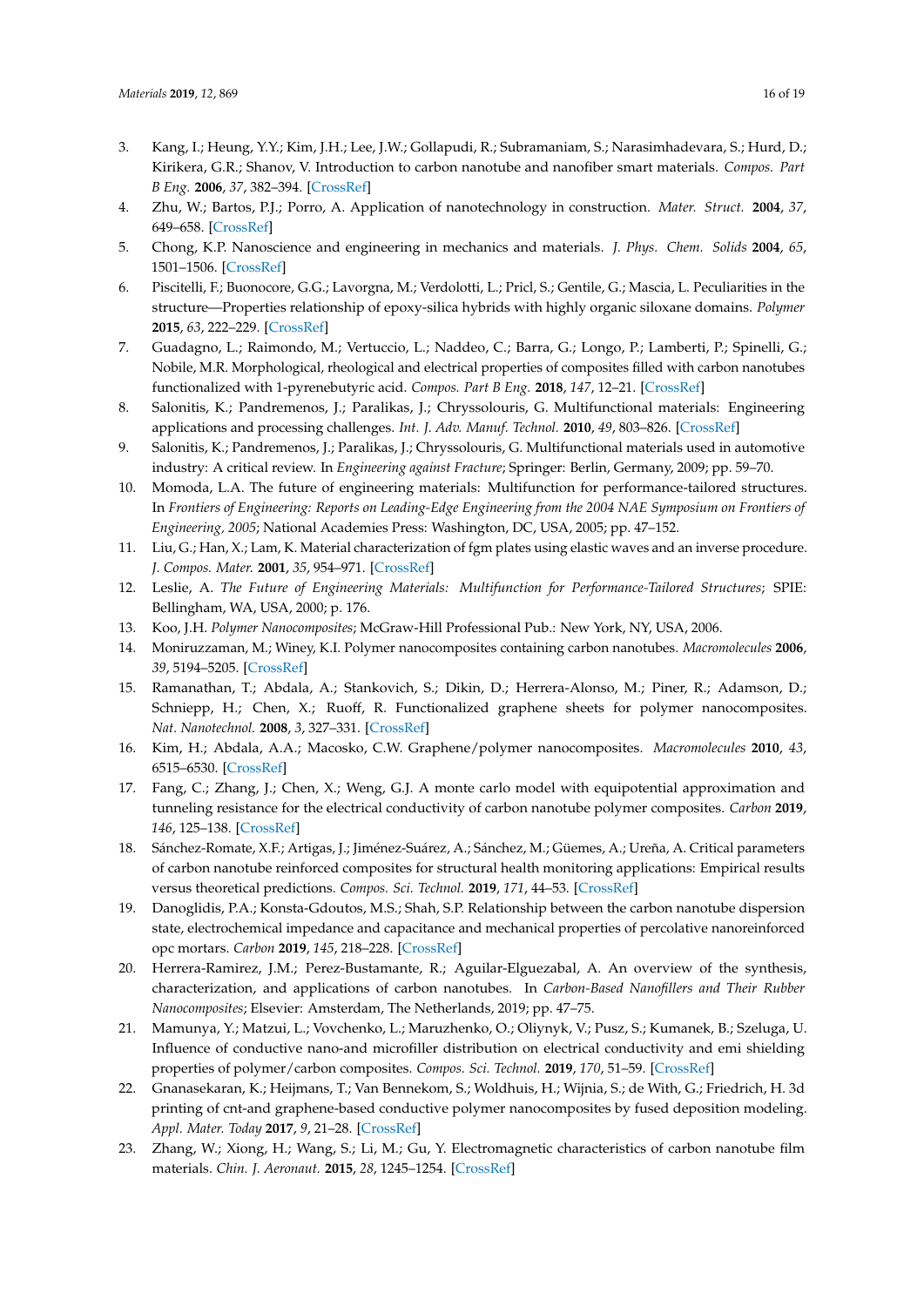3. Kang, I.; Heung, Y.Y.; Kim, J.H.; Lee, J.W.; Gollapudi, R.; Subramaniam, S.; Narasimhadevara, S.; Hurd, D.; Kirikera, G.R.; Shanov, V. Introduction to carbon nanotube and nanofiber smart materials. *Compos. Part B Eng.* **2006**, *37*, 382–394. [CrossRef]
4. Zhu, W.; Bartos, P.J.; Porro, A. Application of nanotechnology in construction. *Mater. Struct.* **2004**, *37*, 649–658. [CrossRef]
5. Chong, K.P. Nanoscience and engineering in mechanics and materials. *J. Phys. Chem. Solids* **2004**, *65*, 1501–1506. [CrossRef]
6. Piscitelli, F.; Buonocore, G.G.; Lavorgna, M.; Verdolotti, L.; Pricl, S.; Gentile, G.; Mascia, L. Peculiarities in the structure—Properties relationship of epoxy-silica hybrids with highly organic siloxane domains. *Polymer* **2015**, *63*, 222–229. [CrossRef]
7. Guadagno, L.; Raimondo, M.; Vertuccio, L.; Naddeo, C.; Barra, G.; Longo, P.; Lamberti, P.; Spinelli, G.; Nobile, M.R. Morphological, rheological and electrical properties of composites filled with carbon nanotubes functionalized with 1-pyrenebutyric acid. *Compos. Part B Eng.* **2018**, *147*, 12–21. [CrossRef]
8. Salonitis, K.; Pandremenos, J.; Paralikas, J.; Chryssolouris, G. Multifunctional materials: Engineering applications and processing challenges. *Int. J. Adv. Manuf. Technol.* **2010**, *49*, 803–826. [CrossRef]
9. Salonitis, K.; Pandremenos, J.; Paralikas, J.; Chryssolouris, G. Multifunctional materials used in automotive industry: A critical review. In *Engineering against Fracture*; Springer: Berlin, Germany, 2009; pp. 59–70.
10. Momoda, L.A. The future of engineering materials: Multifunction for performance-tailored structures. In *Frontiers of Engineering: Reports on Leading-Edge Engineering from the 2004 NAE Symposium on Frontiers of Engineering, 2005*; National Academies Press: Washington, DC, USA, 2005; pp. 47–152.
11. Liu, G.; Han, X.; Lam, K. Material characterization of fgm plates using elastic waves and an inverse procedure. *J. Compos. Mater.* **2001**, *35*, 954–971. [CrossRef]
12. Leslie, A. *The Future of Engineering Materials: Multifunction for Performance-Tailored Structures*; SPIE: Bellingham, WA, USA, 2000; p. 176.
13. Koo, J.H. *Polymer Nanocomposites*; McGraw-Hill Professional Pub.: New York, NY, USA, 2006.
14. Moniruzzaman, M.; Winey, K.I. Polymer nanocomposites containing carbon nanotubes. *Macromolecules* **2006**, *39*, 5194–5205. [CrossRef]
15. Ramanathan, T.; Abdala, A.; Stankovich, S.; Dikin, D.; Herrera-Alonso, M.; Piner, R.; Adamson, D.; Schniepp, H.; Chen, X.; Ruoff, R. Functionalized graphene sheets for polymer nanocomposites. *Nat. Nanotechnol.* **2008**, *3*, 327–331. [CrossRef]
16. Kim, H.; Abdala, A.A.; Macosko, C.W. Graphene/polymer nanocomposites. *Macromolecules* **2010**, *43*, 6515–6530. [CrossRef]
17. Fang, C.; Zhang, J.; Chen, X.; Weng, G.J. A monte carlo model with equipotential approximation and tunneling resistance for the electrical conductivity of carbon nanotube polymer composites. *Carbon* **2019**, *146*, 125–138. [CrossRef]
18. Sánchez-Romate, X.F.; Artigas, J.; Jiménez-Suárez, A.; Sánchez, M.; Güemes, A.; Ureña, A. Critical parameters of carbon nanotube reinforced composites for structural health monitoring applications: Empirical results versus theoretical predictions. *Compos. Sci. Technol.* **2019**, *171*, 44–53. [CrossRef]
19. Danoglidis, P.A.; Konsta-Gdoutos, M.S.; Shah, S.P. Relationship between the carbon nanotube dispersion state, electrochemical impedance and capacitance and mechanical properties of percolative nanoreinforced opc mortars. *Carbon* **2019**, *145*, 218–228. [CrossRef]
20. Herrera-Ramirez, J.M.; Perez-Bustamante, R.; Aguilar-Elguezabal, A. An overview of the synthesis, characterization, and applications of carbon nanotubes. In *Carbon-Based Nanofillers and Their Rubber Nanocomposites*; Elsevier: Amsterdam, The Netherlands, 2019; pp. 47–75.
21. Mamunya, Y.; Matzui, L.; Vovchenko, L.; Maruzhenko, O.; Oliynyk, V.; Pusz, S.; Kumanek, B.; Szeluga, U. Influence of conductive nano-and microfiller distribution on electrical conductivity and emi shielding properties of polymer/carbon composites. *Compos. Sci. Technol.* **2019**, *170*, 51–59. [CrossRef]
22. Gnanasekaran, K.; Heijmans, T.; Van Bennekom, S.; Woldhuis, H.; Wijnia, S.; de With, G.; Friedrich, H. 3d printing of cnt-and graphene-based conductive polymer nanocomposites by fused deposition modeling. *Appl. Mater. Today* **2017**, *9*, 21–28. [CrossRef]
23. Zhang, W.; Xiong, H.; Wang, S.; Li, M.; Gu, Y. Electromagnetic characteristics of carbon nanotube film materials. *Chin. J. Aeronaut.* **2015**, *28*, 1245–1254. [CrossRef]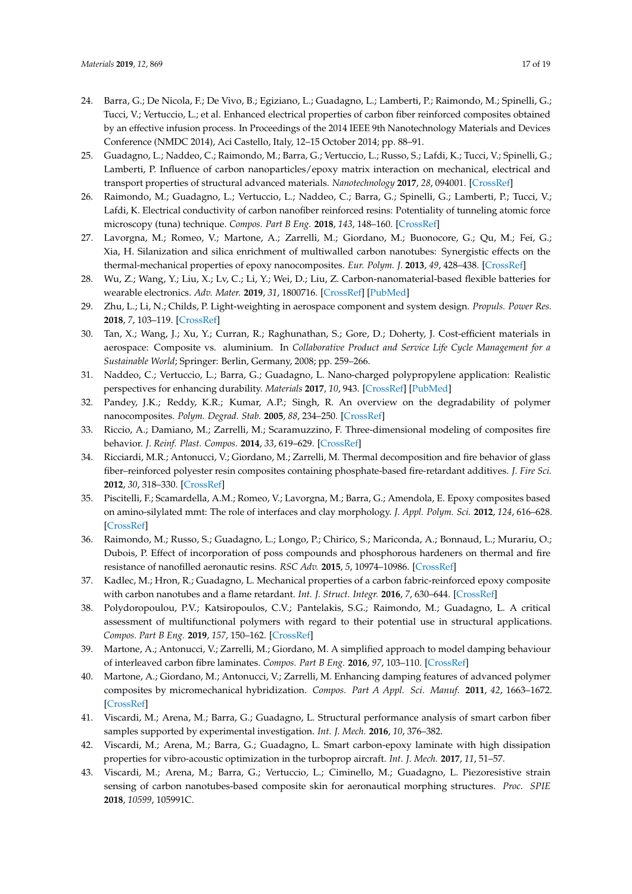24. Barra, G.; De Nicola, F.; De Vivo, B.; Egiziano, L.; Guadagno, L.; Lamberti, P.; Raimondo, M.; Spinelli, G.; Tucci, V.; Vertuccio, L.; et al. Enhanced electrical properties of carbon fiber reinforced composites obtained by an effective infusion process. In Proceedings of the 2014 IEEE 9th Nanotechnology Materials and Devices Conference (NMDC 2014), Aci Castello, Italy, 12–15 October 2014; pp. 88–91.
25. Guadagno, L.; Naddeo, C.; Raimondo, M.; Barra, G.; Vertuccio, L.; Russo, S.; Lafdi, K.; Tucci, V.; Spinelli, G.; Lamberti, P. Influence of carbon nanoparticles/epoxy matrix interaction on mechanical, electrical and transport properties of structural advanced materials. *Nanotechnology* **2017**, *28*, 094001. [CrossRef]
26. Raimondo, M.; Guadagno, L.; Vertuccio, L.; Naddeo, C.; Barra, G.; Spinelli, G.; Lamberti, P.; Tucci, V.; Lafdi, K. Electrical conductivity of carbon nanofiber reinforced resins: Potentiality of tunneling atomic force microscopy (tuna) technique. *Compos. Part B Eng.* **2018**, *143*, 148–160. [CrossRef]
27. Lavorgna, M.; Romeo, V.; Martone, A.; Zarrelli, M.; Giordano, M.; Buonocore, G.; Qu, M.; Fei, G.; Xia, H. Silanization and silica enrichment of multiwalled carbon nanotubes: Synergistic effects on the thermal-mechanical properties of epoxy nanocomposites. *Eur. Polym. J.* **2013**, *49*, 428–438. [CrossRef]
28. Wu, Z.; Wang, Y.; Liu, X.; Lv, C.; Li, Y.; Wei, D.; Liu, Z. Carbon-nanomaterial-based flexible batteries for wearable electronics. *Adv. Mater.* **2019**, *31*, 1800716. [CrossRef] [PubMed]
29. Zhu, L.; Li, N.; Childs, P. Light-weighting in aerospace component and system design. *Propuls. Power Res.* **2018**, *7*, 103–119. [CrossRef]
30. Tan, X.; Wang, J.; Xu, Y.; Curran, R.; Raghunathan, S.; Gore, D.; Doherty, J. Cost-efficient materials in aerospace: Composite vs. aluminium. In *Collaborative Product and Service Life Cycle Management for a Sustainable World*; Springer: Berlin, Germany, 2008; pp. 259–266.
31. Naddeo, C.; Vertuccio, L.; Barra, G.; Guadagno, L. Nano-charged polypropylene application: Realistic perspectives for enhancing durability. *Materials* **2017**, *10*, 943. [CrossRef] [PubMed]
32. Pandey, J.K.; Reddy, K.R.; Kumar, A.P.; Singh, R. An overview on the degradability of polymer nanocomposites. *Polym. Degrad. Stab.* **2005**, *88*, 234–250. [CrossRef]
33. Riccio, A.; Damiano, M.; Zarrelli, M.; Scaramuzzino, F. Three-dimensional modeling of composites fire behavior. *J. Reinf. Plast. Compos.* **2014**, *33*, 619–629. [CrossRef]
34. Ricciardi, M.R.; Antonucci, V.; Giordano, M.; Zarrelli, M. Thermal decomposition and fire behavior of glass fiber–reinforced polyester resin composites containing phosphate-based fire-retardant additives. *J. Fire Sci.* **2012**, *30*, 318–330. [CrossRef]
35. Piscitelli, F.; Scamardella, A.M.; Romeo, V.; Lavorgna, M.; Barra, G.; Amendola, E. Epoxy composites based on amino-silylated mmt: The role of interfaces and clay morphology. *J. Appl. Polym. Sci.* **2012**, *124*, 616–628. [CrossRef]
36. Raimondo, M.; Russo, S.; Guadagno, L.; Longo, P.; Chirico, S.; Mariconda, A.; Bonnaud, L.; Murariu, O.; Dubois, P. Effect of incorporation of poss compounds and phosphorous hardeners on thermal and fire resistance of nanofilled aeronautic resins. *RSC Adv.* **2015**, *5*, 10974–10986. [CrossRef]
37. Kadlec, M.; Hron, R.; Guadagno, L. Mechanical properties of a carbon fabric-reinforced epoxy composite with carbon nanotubes and a flame retardant. *Int. J. Struct. Integr.* **2016**, *7*, 630–644. [CrossRef]
38. Polydoropoulou, P.V.; Katsiropoulos, C.V.; Pantelakis, S.G.; Raimondo, M.; Guadagno, L. A critical assessment of multifunctional polymers with regard to their potential use in structural applications. *Compos. Part B Eng.* **2019**, *157*, 150–162. [CrossRef]
39. Martone, A.; Antonucci, V.; Zarrelli, M.; Giordano, M. A simplified approach to model damping behaviour of interleaved carbon fibre laminates. *Compos. Part B Eng.* **2016**, *97*, 103–110. [CrossRef]
40. Martone, A.; Giordano, M.; Antonucci, V.; Zarrelli, M. Enhancing damping features of advanced polymer composites by micromechanical hybridization. *Compos. Part A Appl. Sci. Manuf.* **2011**, *42*, 1663–1672. [CrossRef]
41. Viscardi, M.; Arena, M.; Barra, G.; Guadagno, L. Structural performance analysis of smart carbon fiber samples supported by experimental investigation. *Int. J. Mech.* **2016**, *10*, 376–382.
42. Viscardi, M.; Arena, M.; Barra, G.; Guadagno, L. Smart carbon-epoxy laminate with high dissipation properties for vibro-acoustic optimization in the turboprop aircraft. *Int. J. Mech.* **2017**, *11*, 51–57.
43. Viscardi, M.; Arena, M.; Barra, G.; Vertuccio, L.; Ciminello, M.; Guadagno, L. Piezoresistive strain sensing of carbon nanotubes-based composite skin for aeronautical morphing structures. *Proc. SPIE* **2018**, *10599*, 105991C.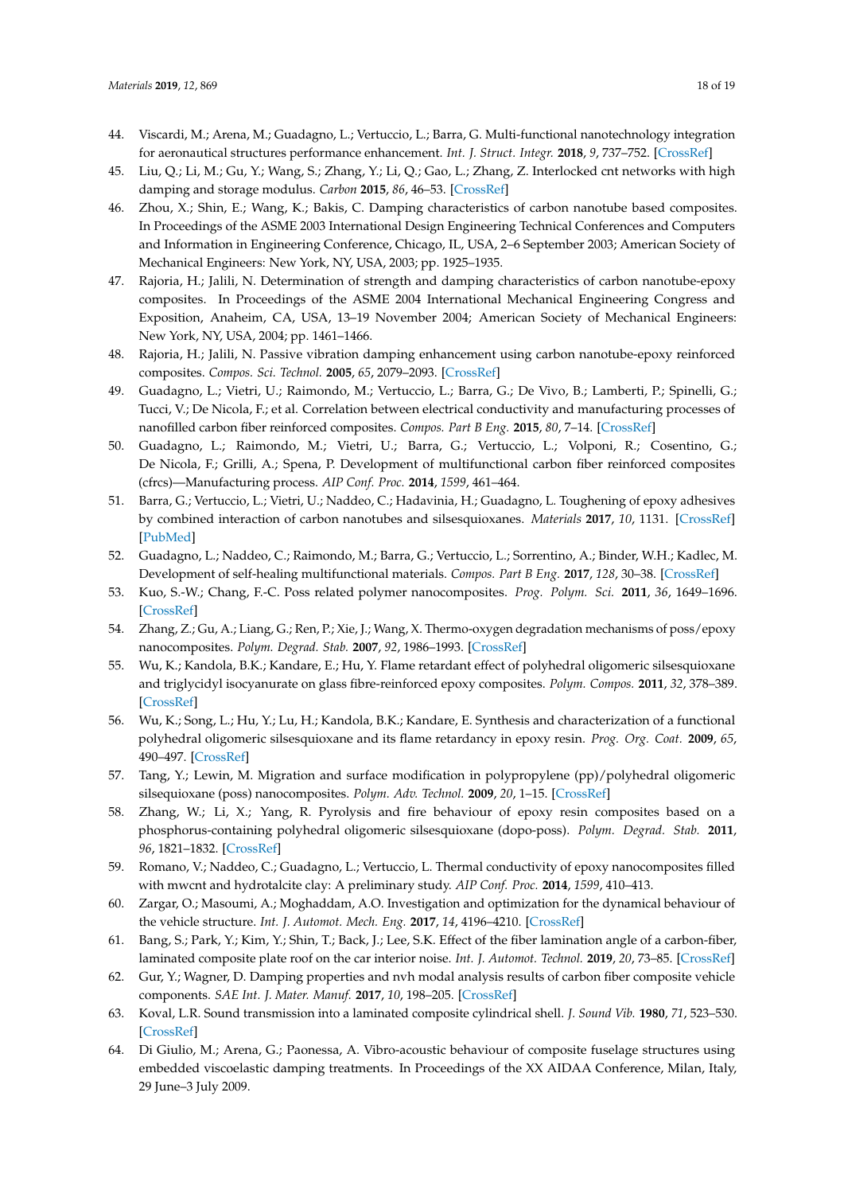44. Viscardi, M.; Arena, M.; Guadagno, L.; Vertuccio, L.; Barra, G. Multi-functional nanotechnology integration for aeronautical structures performance enhancement. *Int. J. Struct. Integr.* **2018**, *9*, 737–752. [CrossRef]
45. Liu, Q.; Li, M.; Gu, Y.; Wang, S.; Zhang, Y.; Li, Q.; Gao, L.; Zhang, Z. Interlocked cnt networks with high damping and storage modulus. *Carbon* **2015**, *86*, 46–53. [CrossRef]
46. Zhou, X.; Shin, E.; Wang, K.; Bakis, C. Damping characteristics of carbon nanotube based composites. In Proceedings of the ASME 2003 International Design Engineering Technical Conferences and Computers and Information in Engineering Conference, Chicago, IL, USA, 2–6 September 2003; American Society of Mechanical Engineers: New York, NY, USA, 2003; pp. 1925–1935.
47. Rajoria, H.; Jalili, N. Determination of strength and damping characteristics of carbon nanotube-epoxy composites. In Proceedings of the ASME 2004 International Mechanical Engineering Congress and Exposition, Anaheim, CA, USA, 13–19 November 2004; American Society of Mechanical Engineers: New York, NY, USA, 2004; pp. 1461–1466.
48. Rajoria, H.; Jalili, N. Passive vibration damping enhancement using carbon nanotube-epoxy reinforced composites. *Compos. Sci. Technol.* **2005**, *65*, 2079–2093. [CrossRef]
49. Guadagno, L.; Vietri, U.; Raimondo, M.; Vertuccio, L.; Barra, G.; De Vivo, B.; Lamberti, P.; Spinelli, G.; Tucci, V.; De Nicola, F.; et al. Correlation between electrical conductivity and manufacturing processes of nanofilled carbon fiber reinforced composites. *Compos. Part B Eng.* **2015**, *80*, 7–14. [CrossRef]
50. Guadagno, L.; Raimondo, M.; Vietri, U.; Barra, G.; Vertuccio, L.; Volponi, R.; Cosentino, G.; De Nicola, F.; Grilli, A.; Spena, P. Development of multifunctional carbon fiber reinforced composites (cfrcs)—Manufacturing process. *AIP Conf. Proc.* **2014**, *1599*, 461–464.
51. Barra, G.; Vertuccio, L.; Vietri, U.; Naddeo, C.; Hadavinia, H.; Guadagno, L. Toughening of epoxy adhesives by combined interaction of carbon nanotubes and silsesquioxanes. *Materials* **2017**, *10*, 1131. [CrossRef] [PubMed]
52. Guadagno, L.; Naddeo, C.; Raimondo, M.; Barra, G.; Vertuccio, L.; Sorrentino, A.; Binder, W.H.; Kadlec, M. Development of self-healing multifunctional materials. *Compos. Part B Eng.* **2017**, *128*, 30–38. [CrossRef]
53. Kuo, S.-W.; Chang, F.-C. Poss related polymer nanocomposites. *Prog. Polym. Sci.* **2011**, *36*, 1649–1696. [CrossRef]
54. Zhang, Z.; Gu, A.; Liang, G.; Ren, P.; Xie, J.; Wang, X. Thermo-oxygen degradation mechanisms of poss/epoxy nanocomposites. *Polym. Degrad. Stab.* **2007**, *92*, 1986–1993. [CrossRef]
55. Wu, K.; Kandola, B.K.; Kandare, E.; Hu, Y. Flame retardant effect of polyhedral oligomeric silsesquioxane and triglycidyl isocyanurate on glass fibre-reinforced epoxy composites. *Polym. Compos.* **2011**, *32*, 378–389. [CrossRef]
56. Wu, K.; Song, L.; Hu, Y.; Lu, H.; Kandola, B.K.; Kandare, E. Synthesis and characterization of a functional polyhedral oligomeric silsesquioxane and its flame retardancy in epoxy resin. *Prog. Org. Coat.* **2009**, *65*, 490–497. [CrossRef]
57. Tang, Y.; Lewin, M. Migration and surface modification in polypropylene (pp)/polyhedral oligomeric silsequioxane (poss) nanocomposites. *Polym. Adv. Technol.* **2009**, *20*, 1–15. [CrossRef]
58. Zhang, W.; Li, X.; Yang, R. Pyrolysis and fire behaviour of epoxy resin composites based on a phosphorus-containing polyhedral oligomeric silsesquioxane (dopo-poss). *Polym. Degrad. Stab.* **2011**, *96*, 1821–1832. [CrossRef]
59. Romano, V.; Naddeo, C.; Guadagno, L.; Vertuccio, L. Thermal conductivity of epoxy nanocomposites filled with mwcnt and hydrotalcite clay: A preliminary study. *AIP Conf. Proc.* **2014**, *1599*, 410–413.
60. Zargar, O.; Masoumi, A.; Moghaddam, A.O. Investigation and optimization for the dynamical behaviour of the vehicle structure. *Int. J. Automot. Mech. Eng.* **2017**, *14*, 4196–4210. [CrossRef]
61. Bang, S.; Park, Y.; Kim, Y.; Shin, T.; Back, J.; Lee, S.K. Effect of the fiber lamination angle of a carbon-fiber, laminated composite plate roof on the car interior noise. *Int. J. Automot. Technol.* **2019**, *20*, 73–85. [CrossRef]
62. Gur, Y.; Wagner, D. Damping properties and nvh modal analysis results of carbon fiber composite vehicle components. *SAE Int. J. Mater. Manuf.* **2017**, *10*, 198–205. [CrossRef]
63. Koval, L.R. Sound transmission into a laminated composite cylindrical shell. *J. Sound Vib.* **1980**, *71*, 523–530. [CrossRef]
64. Di Giulio, M.; Arena, G.; Paonessa, A. Vibro-acoustic behaviour of composite fuselage structures using embedded viscoelastic damping treatments. In Proceedings of the XX AIDAA Conference, Milan, Italy, 29 June–3 July 2009.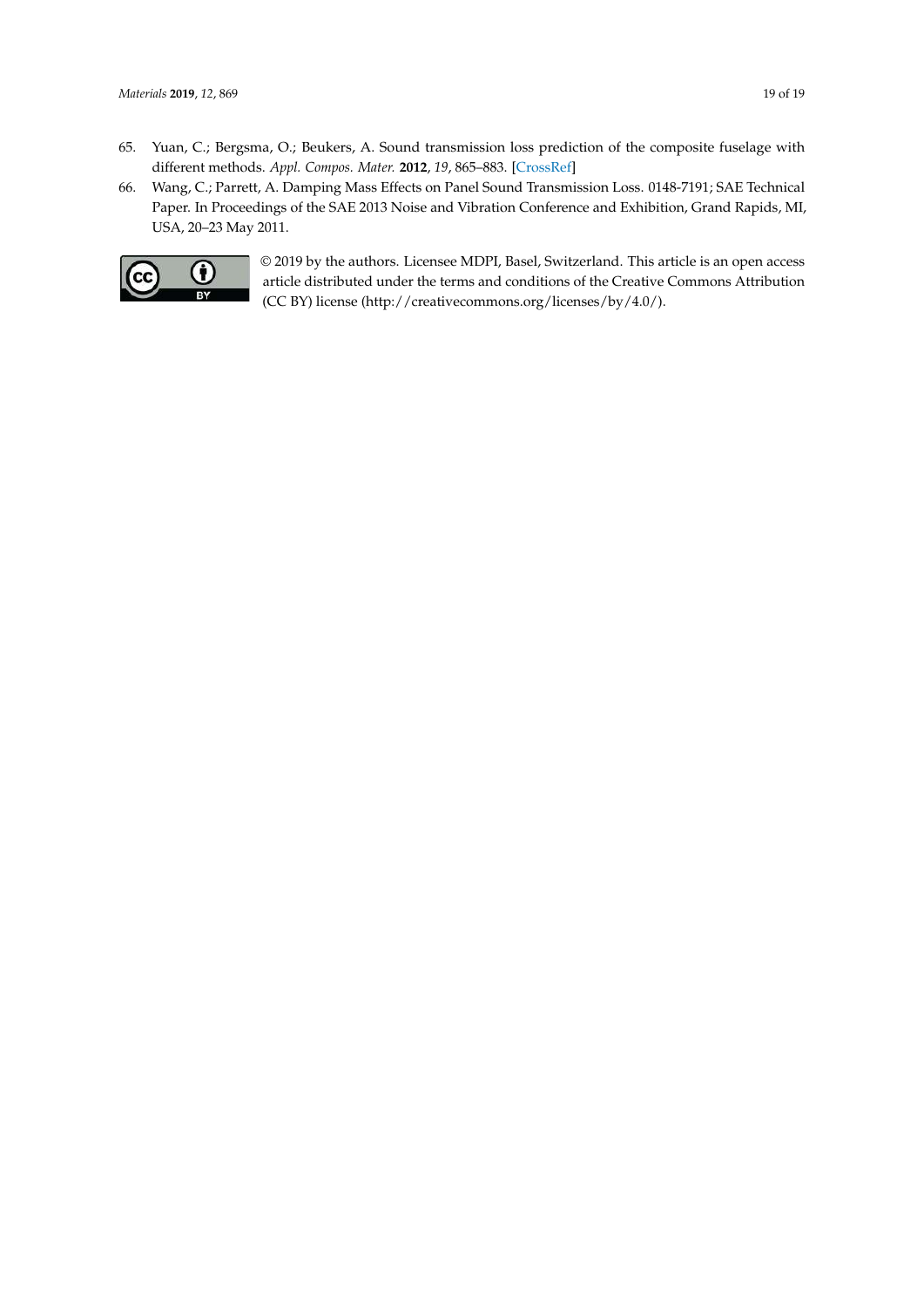65. Yuan, C.; Bergsma, O.; Beukers, A. Sound transmission loss prediction of the composite fuselage with different methods. *Appl. Compos. Mater.* **2012**, *19*, 865–883. [CrossRef]
66. Wang, C.; Parrett, A. Damping Mass Effects on Panel Sound Transmission Loss. 0148-7191; SAE Technical Paper. In Proceedings of the SAE 2013 Noise and Vibration Conference and Exhibition, Grand Rapids, MI, USA, 20–23 May 2011.

© 2019 by the authors. Licensee MDPI, Basel, Switzerland. This article is an open access article distributed under the terms and conditions of the Creative Commons Attribution (CC BY) license (http://creativecommons.org/licenses/by/4.0/).